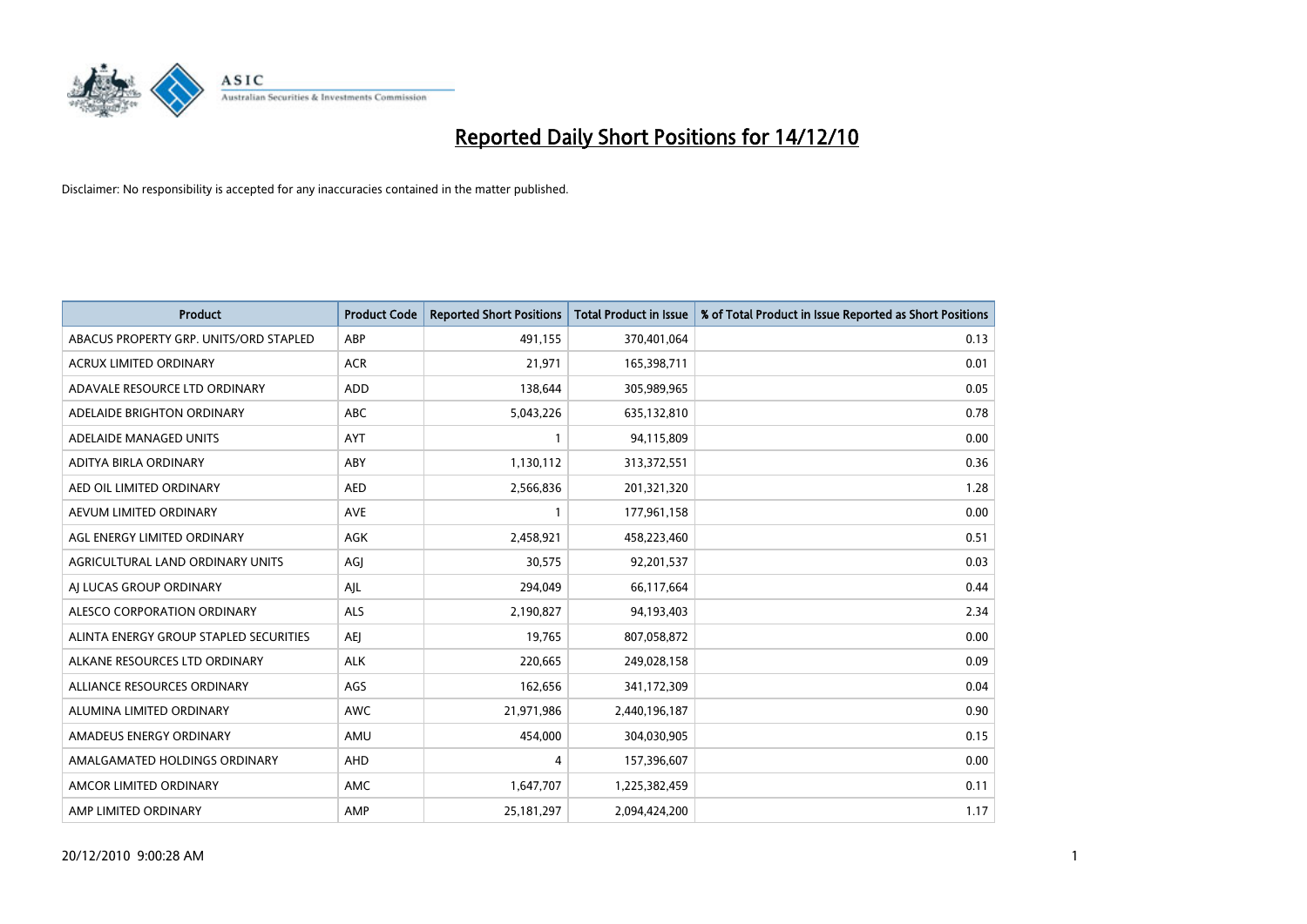# Reported Daily Short Positions for 14/12/10

Disclaimer: No responsibility is accepted for any inaccuracies contained in the matter published.

| Product | Product Code | Reported Short Positions | Total Product in Issue | % of Total Product in Issue Reported as Short Positions |
|---|---|---|---|---|
| ABACUS PROPERTY GRP. UNITS/ORD STAPLED | ABP | 491,155 | 370,401,064 | 0.13 |
| ACRUX LIMITED ORDINARY | ACR | 21,971 | 165,398,711 | 0.01 |
| ADAVALE RESOURCE LTD ORDINARY | ADD | 138,644 | 305,989,965 | 0.05 |
| ADELAIDE BRIGHTON ORDINARY | ABC | 5,043,226 | 635,132,810 | 0.78 |
| ADELAIDE MANAGED UNITS | AYT | 1 | 94,115,809 | 0.00 |
| ADITYA BIRLA ORDINARY | ABY | 1,130,112 | 313,372,551 | 0.36 |
| AED OIL LIMITED ORDINARY | AED | 2,566,836 | 201,321,320 | 1.28 |
| AEVUM LIMITED ORDINARY | AVE | 1 | 177,961,158 | 0.00 |
| AGL ENERGY LIMITED ORDINARY | AGK | 2,458,921 | 458,223,460 | 0.51 |
| AGRICULTURAL LAND ORDINARY UNITS | AGJ | 30,575 | 92,201,537 | 0.03 |
| AJ LUCAS GROUP ORDINARY | AJL | 294,049 | 66,117,664 | 0.44 |
| ALESCO CORPORATION ORDINARY | ALS | 2,190,827 | 94,193,403 | 2.34 |
| ALINTA ENERGY GROUP STAPLED SECURITIES | AEJ | 19,765 | 807,058,872 | 0.00 |
| ALKANE RESOURCES LTD ORDINARY | ALK | 220,665 | 249,028,158 | 0.09 |
| ALLIANCE RESOURCES ORDINARY | AGS | 162,656 | 341,172,309 | 0.04 |
| ALUMINA LIMITED ORDINARY | AWC | 21,971,986 | 2,440,196,187 | 0.90 |
| AMADEUS ENERGY ORDINARY | AMU | 454,000 | 304,030,905 | 0.15 |
| AMALGAMATED HOLDINGS ORDINARY | AHD | 4 | 157,396,607 | 0.00 |
| AMCOR LIMITED ORDINARY | AMC | 1,647,707 | 1,225,382,459 | 0.11 |
| AMP LIMITED ORDINARY | AMP | 25,181,297 | 2,094,424,200 | 1.17 |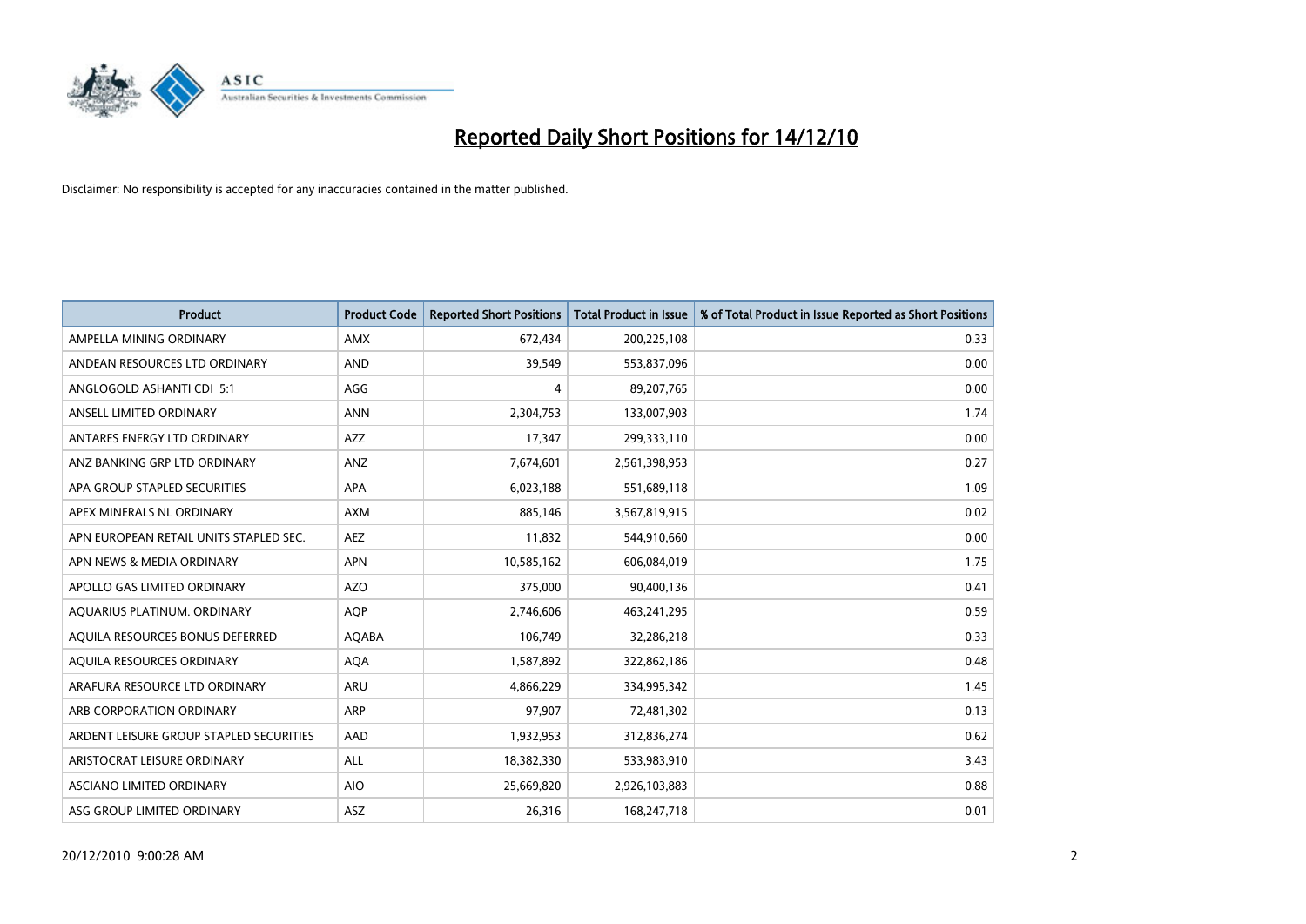# Reported Daily Short Positions for 14/12/10

Disclaimer: No responsibility is accepted for any inaccuracies contained in the matter published.

| Product | Product Code | Reported Short Positions | Total Product in Issue | % of Total Product in Issue Reported as Short Positions |
|---|---|---|---|---|
| AMPELLA MINING ORDINARY | AMX | 672,434 | 200,225,108 | 0.33 |
| ANDEAN RESOURCES LTD ORDINARY | AND | 39,549 | 553,837,096 | 0.00 |
| ANGLOGOLD ASHANTI CDI 5:1 | AGG | 4 | 89,207,765 | 0.00 |
| ANSELL LIMITED ORDINARY | ANN | 2,304,753 | 133,007,903 | 1.74 |
| ANTARES ENERGY LTD ORDINARY | AZZ | 17,347 | 299,333,110 | 0.00 |
| ANZ BANKING GRP LTD ORDINARY | ANZ | 7,674,601 | 2,561,398,953 | 0.27 |
| APA GROUP STAPLED SECURITIES | APA | 6,023,188 | 551,689,118 | 1.09 |
| APEX MINERALS NL ORDINARY | AXM | 885,146 | 3,567,819,915 | 0.02 |
| APN EUROPEAN RETAIL UNITS STAPLED SEC. | AEZ | 11,832 | 544,910,660 | 0.00 |
| APN NEWS & MEDIA ORDINARY | APN | 10,585,162 | 606,084,019 | 1.75 |
| APOLLO GAS LIMITED ORDINARY | AZO | 375,000 | 90,400,136 | 0.41 |
| AQUARIUS PLATINUM. ORDINARY | AQP | 2,746,606 | 463,241,295 | 0.59 |
| AQUILA RESOURCES BONUS DEFERRED | AQABA | 106,749 | 32,286,218 | 0.33 |
| AQUILA RESOURCES ORDINARY | AQA | 1,587,892 | 322,862,186 | 0.48 |
| ARAFURA RESOURCE LTD ORDINARY | ARU | 4,866,229 | 334,995,342 | 1.45 |
| ARB CORPORATION ORDINARY | ARP | 97,907 | 72,481,302 | 0.13 |
| ARDENT LEISURE GROUP STAPLED SECURITIES | AAD | 1,932,953 | 312,836,274 | 0.62 |
| ARISTOCRAT LEISURE ORDINARY | ALL | 18,382,330 | 533,983,910 | 3.43 |
| ASCIANO LIMITED ORDINARY | AIO | 25,669,820 | 2,926,103,883 | 0.88 |
| ASG GROUP LIMITED ORDINARY | ASZ | 26,316 | 168,247,718 | 0.01 |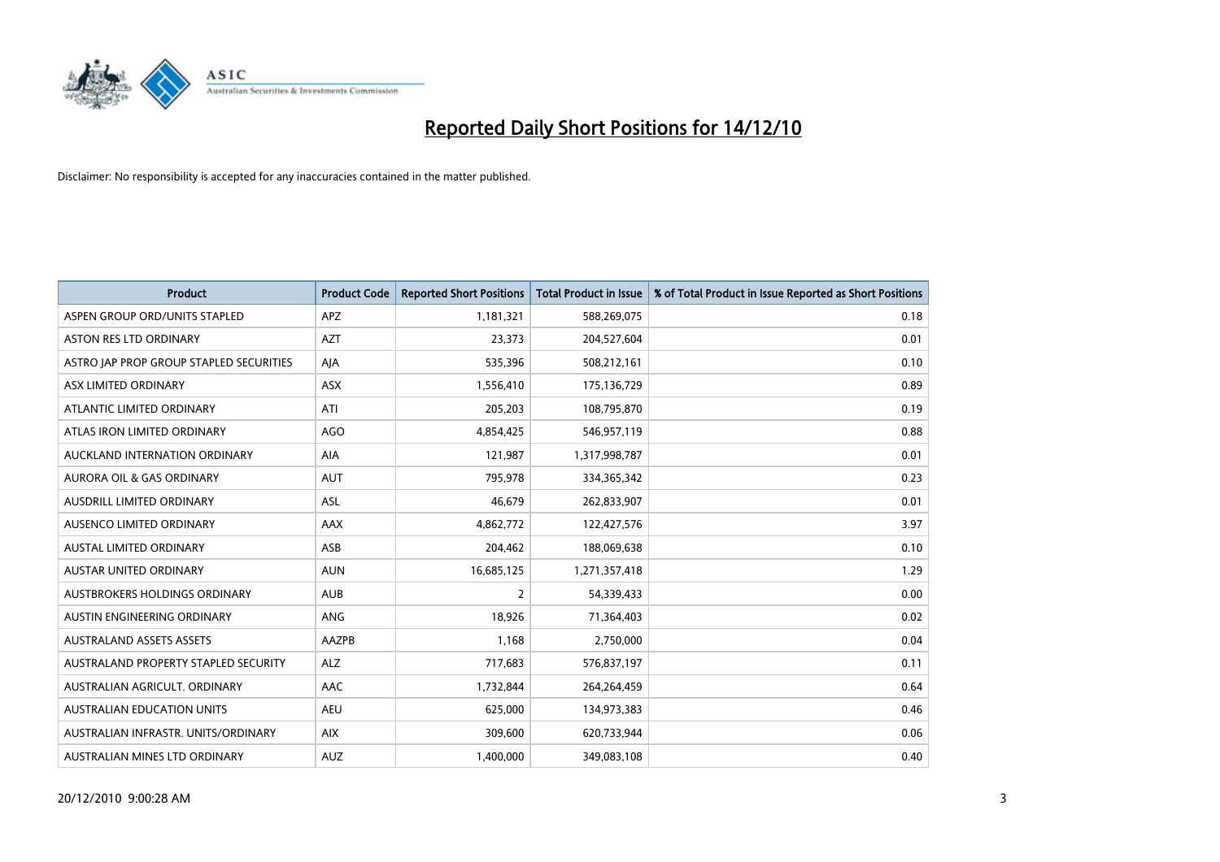# Reported Daily Short Positions for 14/12/10

Disclaimer: No responsibility is accepted for any inaccuracies contained in the matter published.

| Product | Product Code | Reported Short Positions | Total Product in Issue | % of Total Product in Issue Reported as Short Positions |
|---|---|---|---|---|
| ASPEN GROUP ORD/UNITS STAPLED | APZ | 1,181,321 | 588,269,075 | 0.18 |
| ASTON RES LTD ORDINARY | AZT | 23,373 | 204,527,604 | 0.01 |
| ASTRO JAP PROP GROUP STAPLED SECURITIES | AJA | 535,396 | 508,212,161 | 0.10 |
| ASX LIMITED ORDINARY | ASX | 1,556,410 | 175,136,729 | 0.89 |
| ATLANTIC LIMITED ORDINARY | ATI | 205,203 | 108,795,870 | 0.19 |
| ATLAS IRON LIMITED ORDINARY | AGO | 4,854,425 | 546,957,119 | 0.88 |
| AUCKLAND INTERNATION ORDINARY | AIA | 121,987 | 1,317,998,787 | 0.01 |
| AURORA OIL & GAS ORDINARY | AUT | 795,978 | 334,365,342 | 0.23 |
| AUSDRILL LIMITED ORDINARY | ASL | 46,679 | 262,833,907 | 0.01 |
| AUSENCO LIMITED ORDINARY | AAX | 4,862,772 | 122,427,576 | 3.97 |
| AUSTAL LIMITED ORDINARY | ASB | 204,462 | 188,069,638 | 0.10 |
| AUSTAR UNITED ORDINARY | AUN | 16,685,125 | 1,271,357,418 | 1.29 |
| AUSTBROKERS HOLDINGS ORDINARY | AUB | 2 | 54,339,433 | 0.00 |
| AUSTIN ENGINEERING ORDINARY | ANG | 18,926 | 71,364,403 | 0.02 |
| AUSTRALAND ASSETS ASSETS | AAZPB | 1,168 | 2,750,000 | 0.04 |
| AUSTRALAND PROPERTY STAPLED SECURITY | ALZ | 717,683 | 576,837,197 | 0.11 |
| AUSTRALIAN AGRICULT. ORDINARY | AAC | 1,732,844 | 264,264,459 | 0.64 |
| AUSTRALIAN EDUCATION UNITS | AEU | 625,000 | 134,973,383 | 0.46 |
| AUSTRALIAN INFRASTR. UNITS/ORDINARY | AIX | 309,600 | 620,733,944 | 0.06 |
| AUSTRALIAN MINES LTD ORDINARY | AUZ | 1,400,000 | 349,083,108 | 0.40 |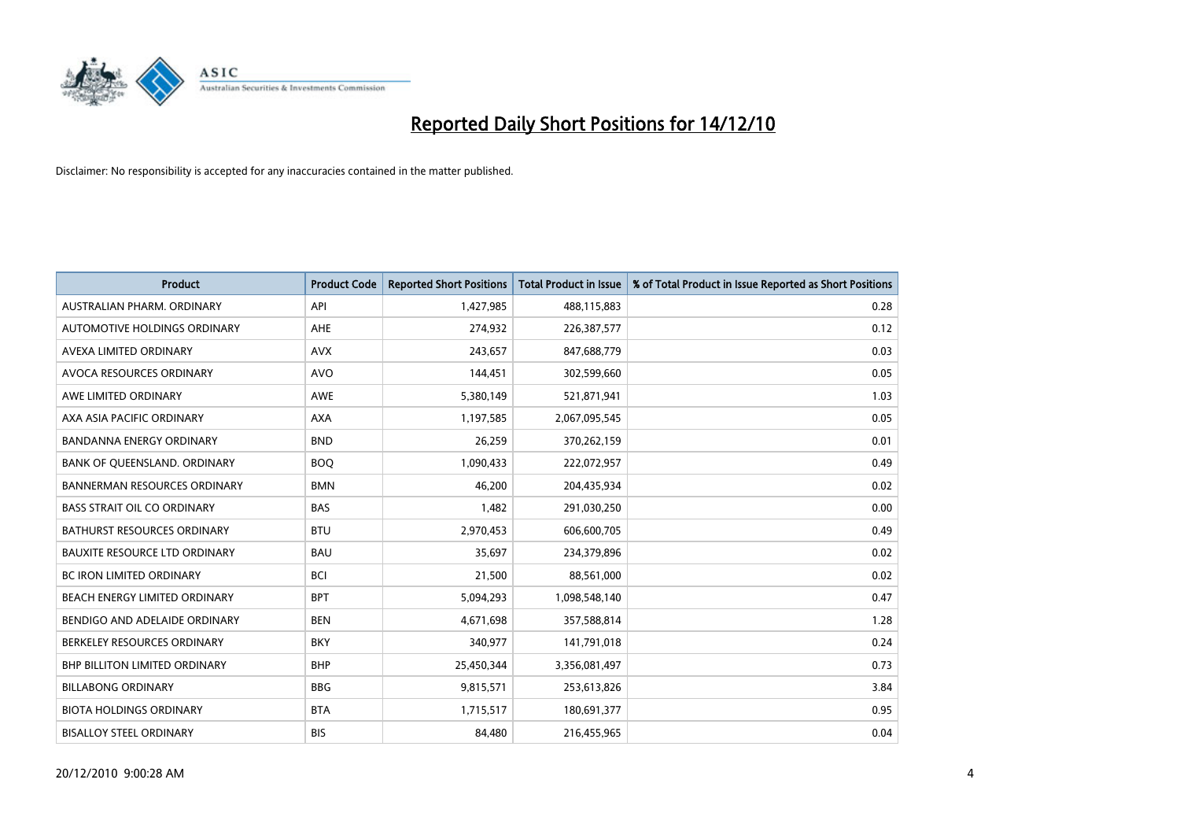# Reported Daily Short Positions for 14/12/10

Disclaimer: No responsibility is accepted for any inaccuracies contained in the matter published.

| Product | Product Code | Reported Short Positions | Total Product in Issue | % of Total Product in Issue Reported as Short Positions |
|---|---|---|---|---|
| AUSTRALIAN PHARM. ORDINARY | API | 1,427,985 | 488,115,883 | 0.28 |
| AUTOMOTIVE HOLDINGS ORDINARY | AHE | 274,932 | 226,387,577 | 0.12 |
| AVEXA LIMITED ORDINARY | AVX | 243,657 | 847,688,779 | 0.03 |
| AVOCA RESOURCES ORDINARY | AVO | 144,451 | 302,599,660 | 0.05 |
| AWE LIMITED ORDINARY | AWE | 5,380,149 | 521,871,941 | 1.03 |
| AXA ASIA PACIFIC ORDINARY | AXA | 1,197,585 | 2,067,095,545 | 0.05 |
| BANDANNA ENERGY ORDINARY | BND | 26,259 | 370,262,159 | 0.01 |
| BANK OF QUEENSLAND. ORDINARY | BOQ | 1,090,433 | 222,072,957 | 0.49 |
| BANNERMAN RESOURCES ORDINARY | BMN | 46,200 | 204,435,934 | 0.02 |
| BASS STRAIT OIL CO ORDINARY | BAS | 1,482 | 291,030,250 | 0.00 |
| BATHURST RESOURCES ORDINARY | BTU | 2,970,453 | 606,600,705 | 0.49 |
| BAUXITE RESOURCE LTD ORDINARY | BAU | 35,697 | 234,379,896 | 0.02 |
| BC IRON LIMITED ORDINARY | BCI | 21,500 | 88,561,000 | 0.02 |
| BEACH ENERGY LIMITED ORDINARY | BPT | 5,094,293 | 1,098,548,140 | 0.47 |
| BENDIGO AND ADELAIDE ORDINARY | BEN | 4,671,698 | 357,588,814 | 1.28 |
| BERKELEY RESOURCES ORDINARY | BKY | 340,977 | 141,791,018 | 0.24 |
| BHP BILLITON LIMITED ORDINARY | BHP | 25,450,344 | 3,356,081,497 | 0.73 |
| BILLABONG ORDINARY | BBG | 9,815,571 | 253,613,826 | 3.84 |
| BIOTA HOLDINGS ORDINARY | BTA | 1,715,517 | 180,691,377 | 0.95 |
| BISALLOY STEEL ORDINARY | BIS | 84,480 | 216,455,965 | 0.04 |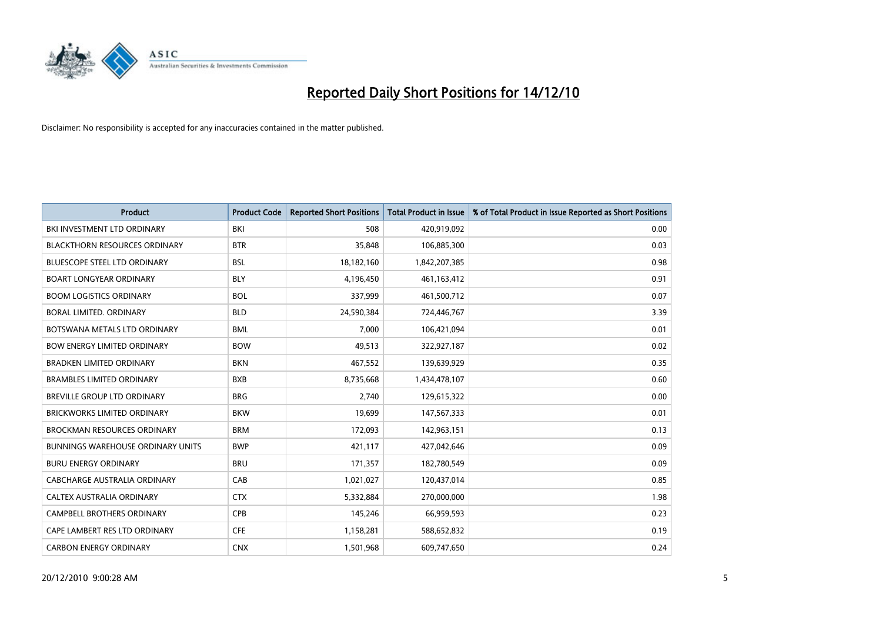# Reported Daily Short Positions for 14/12/10

Disclaimer: No responsibility is accepted for any inaccuracies contained in the matter published.

| Product | Product Code | Reported Short Positions | Total Product in Issue | % of Total Product in Issue Reported as Short Positions |
|---|---|---|---|---|
| BKI INVESTMENT LTD ORDINARY | BKI | 508 | 420,919,092 | 0.00 |
| BLACKTHORN RESOURCES ORDINARY | BTR | 35,848 | 106,885,300 | 0.03 |
| BLUESCOPE STEEL LTD ORDINARY | BSL | 18,182,160 | 1,842,207,385 | 0.98 |
| BOART LONGYEAR ORDINARY | BLY | 4,196,450 | 461,163,412 | 0.91 |
| BOOM LOGISTICS ORDINARY | BOL | 337,999 | 461,500,712 | 0.07 |
| BORAL LIMITED. ORDINARY | BLD | 24,590,384 | 724,446,767 | 3.39 |
| BOTSWANA METALS LTD ORDINARY | BML | 7,000 | 106,421,094 | 0.01 |
| BOW ENERGY LIMITED ORDINARY | BOW | 49,513 | 322,927,187 | 0.02 |
| BRADKEN LIMITED ORDINARY | BKN | 467,552 | 139,639,929 | 0.35 |
| BRAMBLES LIMITED ORDINARY | BXB | 8,735,668 | 1,434,478,107 | 0.60 |
| BREVILLE GROUP LTD ORDINARY | BRG | 2,740 | 129,615,322 | 0.00 |
| BRICKWORKS LIMITED ORDINARY | BKW | 19,699 | 147,567,333 | 0.01 |
| BROCKMAN RESOURCES ORDINARY | BRM | 172,093 | 142,963,151 | 0.13 |
| BUNNINGS WAREHOUSE ORDINARY UNITS | BWP | 421,117 | 427,042,646 | 0.09 |
| BURU ENERGY ORDINARY | BRU | 171,357 | 182,780,549 | 0.09 |
| CABCHARGE AUSTRALIA ORDINARY | CAB | 1,021,027 | 120,437,014 | 0.85 |
| CALTEX AUSTRALIA ORDINARY | CTX | 5,332,884 | 270,000,000 | 1.98 |
| CAMPBELL BROTHERS ORDINARY | CPB | 145,246 | 66,959,593 | 0.23 |
| CAPE LAMBERT RES LTD ORDINARY | CFE | 1,158,281 | 588,652,832 | 0.19 |
| CARBON ENERGY ORDINARY | CNX | 1,501,968 | 609,747,650 | 0.24 |

20/12/2010 9:00:28 AM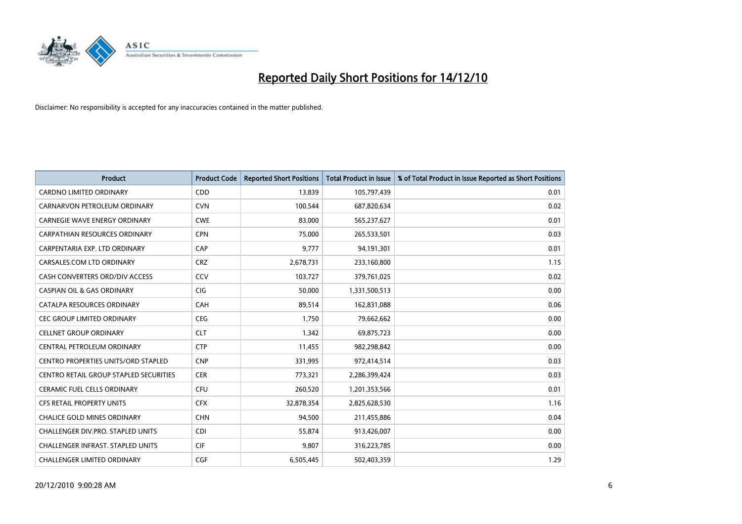# Reported Daily Short Positions for 14/12/10

Disclaimer: No responsibility is accepted for any inaccuracies contained in the matter published.

| Product | Product Code | Reported Short Positions | Total Product in Issue | % of Total Product in Issue Reported as Short Positions |
|---|---|---|---|---|
| CARDNO LIMITED ORDINARY | CDD | 13,839 | 105,797,439 | 0.01 |
| CARNARVON PETROLEUM ORDINARY | CVN | 100,544 | 687,820,634 | 0.02 |
| CARNEGIE WAVE ENERGY ORDINARY | CWE | 83,000 | 565,237,627 | 0.01 |
| CARPATHIAN RESOURCES ORDINARY | CPN | 75,000 | 265,533,501 | 0.03 |
| CARPENTARIA EXP. LTD ORDINARY | CAP | 9,777 | 94,191,301 | 0.01 |
| CARSALES.COM LTD ORDINARY | CRZ | 2,678,731 | 233,160,800 | 1.15 |
| CASH CONVERTERS ORD/DIV ACCESS | CCV | 103,727 | 379,761,025 | 0.02 |
| CASPIAN OIL & GAS ORDINARY | CIG | 50,000 | 1,331,500,513 | 0.00 |
| CATALPA RESOURCES ORDINARY | CAH | 89,514 | 162,831,088 | 0.06 |
| CEC GROUP LIMITED ORDINARY | CEG | 1,750 | 79,662,662 | 0.00 |
| CELLNET GROUP ORDINARY | CLT | 1,342 | 69,875,723 | 0.00 |
| CENTRAL PETROLEUM ORDINARY | CTP | 11,455 | 982,298,842 | 0.00 |
| CENTRO PROPERTIES UNITS/ORD STAPLED | CNP | 331,995 | 972,414,514 | 0.03 |
| CENTRO RETAIL GROUP STAPLED SECURITIES | CER | 773,321 | 2,286,399,424 | 0.03 |
| CERAMIC FUEL CELLS ORDINARY | CFU | 260,520 | 1,201,353,566 | 0.01 |
| CFS RETAIL PROPERTY UNITS | CFX | 32,878,354 | 2,825,628,530 | 1.16 |
| CHALICE GOLD MINES ORDINARY | CHN | 94,500 | 211,455,886 | 0.04 |
| CHALLENGER DIV.PRO. STAPLED UNITS | CDI | 55,874 | 913,426,007 | 0.00 |
| CHALLENGER INFRAST. STAPLED UNITS | CIF | 9,807 | 316,223,785 | 0.00 |
| CHALLENGER LIMITED ORDINARY | CGF | 6,505,445 | 502,403,359 | 1.29 |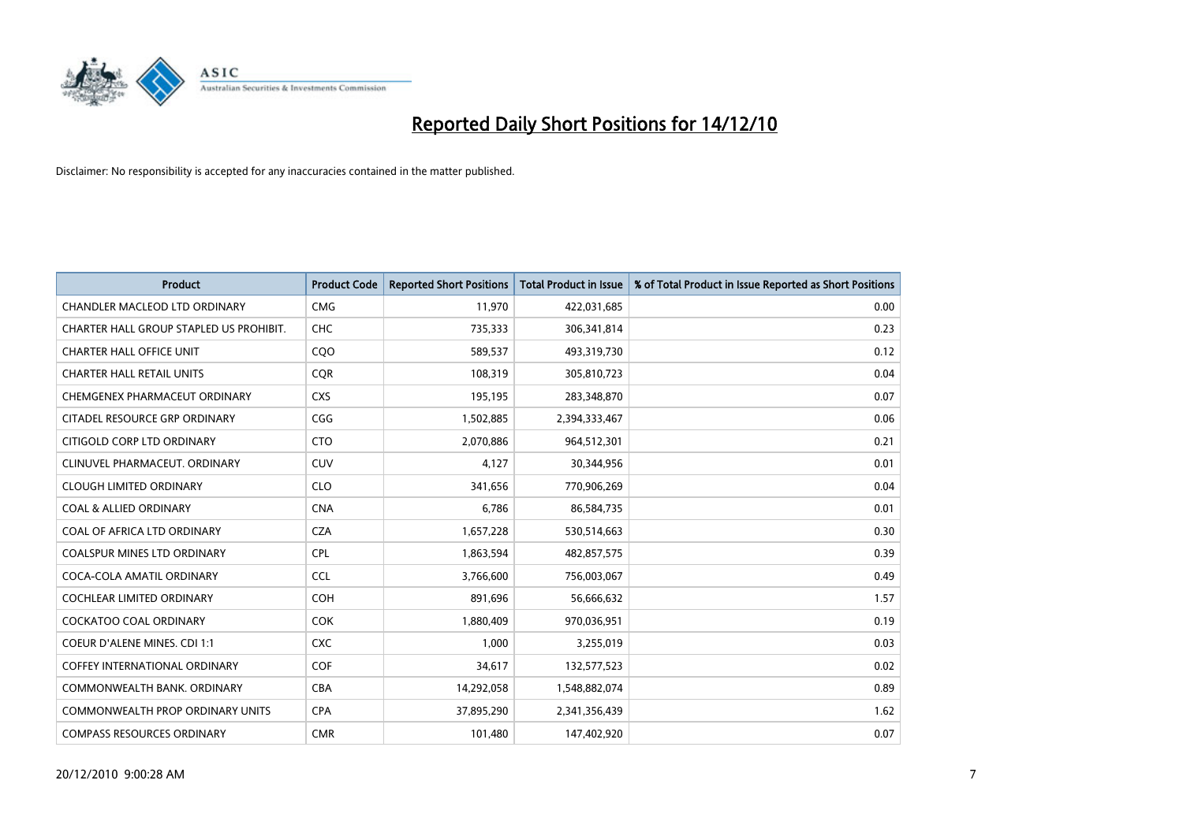# Reported Daily Short Positions for 14/12/10

Disclaimer: No responsibility is accepted for any inaccuracies contained in the matter published.

| Product | Product Code | Reported Short Positions | Total Product in Issue | % of Total Product in Issue Reported as Short Positions |
|---|---|---|---|---|
| CHANDLER MACLEOD LTD ORDINARY | CMG | 11,970 | 422,031,685 | 0.00 |
| CHARTER HALL GROUP STAPLED US PROHIBIT. | CHC | 735,333 | 306,341,814 | 0.23 |
| CHARTER HALL OFFICE UNIT | CQO | 589,537 | 493,319,730 | 0.12 |
| CHARTER HALL RETAIL UNITS | CQR | 108,319 | 305,810,723 | 0.04 |
| CHEMGENEX PHARMACEUT ORDINARY | CXS | 195,195 | 283,348,870 | 0.07 |
| CITADEL RESOURCE GRP ORDINARY | CGG | 1,502,885 | 2,394,333,467 | 0.06 |
| CITIGOLD CORP LTD ORDINARY | CTO | 2,070,886 | 964,512,301 | 0.21 |
| CLINUVEL PHARMACEUT. ORDINARY | CUV | 4,127 | 30,344,956 | 0.01 |
| CLOUGH LIMITED ORDINARY | CLO | 341,656 | 770,906,269 | 0.04 |
| COAL & ALLIED ORDINARY | CNA | 6,786 | 86,584,735 | 0.01 |
| COAL OF AFRICA LTD ORDINARY | CZA | 1,657,228 | 530,514,663 | 0.30 |
| COALSPUR MINES LTD ORDINARY | CPL | 1,863,594 | 482,857,575 | 0.39 |
| COCA-COLA AMATIL ORDINARY | CCL | 3,766,600 | 756,003,067 | 0.49 |
| COCHLEAR LIMITED ORDINARY | COH | 891,696 | 56,666,632 | 1.57 |
| COCKATOO COAL ORDINARY | COK | 1,880,409 | 970,036,951 | 0.19 |
| COEUR D'ALENE MINES. CDI 1:1 | CXC | 1,000 | 3,255,019 | 0.03 |
| COFFEY INTERNATIONAL ORDINARY | COF | 34,617 | 132,577,523 | 0.02 |
| COMMONWEALTH BANK. ORDINARY | CBA | 14,292,058 | 1,548,882,074 | 0.89 |
| COMMONWEALTH PROP ORDINARY UNITS | CPA | 37,895,290 | 2,341,356,439 | 1.62 |
| COMPASS RESOURCES ORDINARY | CMR | 101,480 | 147,402,920 | 0.07 |

20/12/2010 9:00:28 AM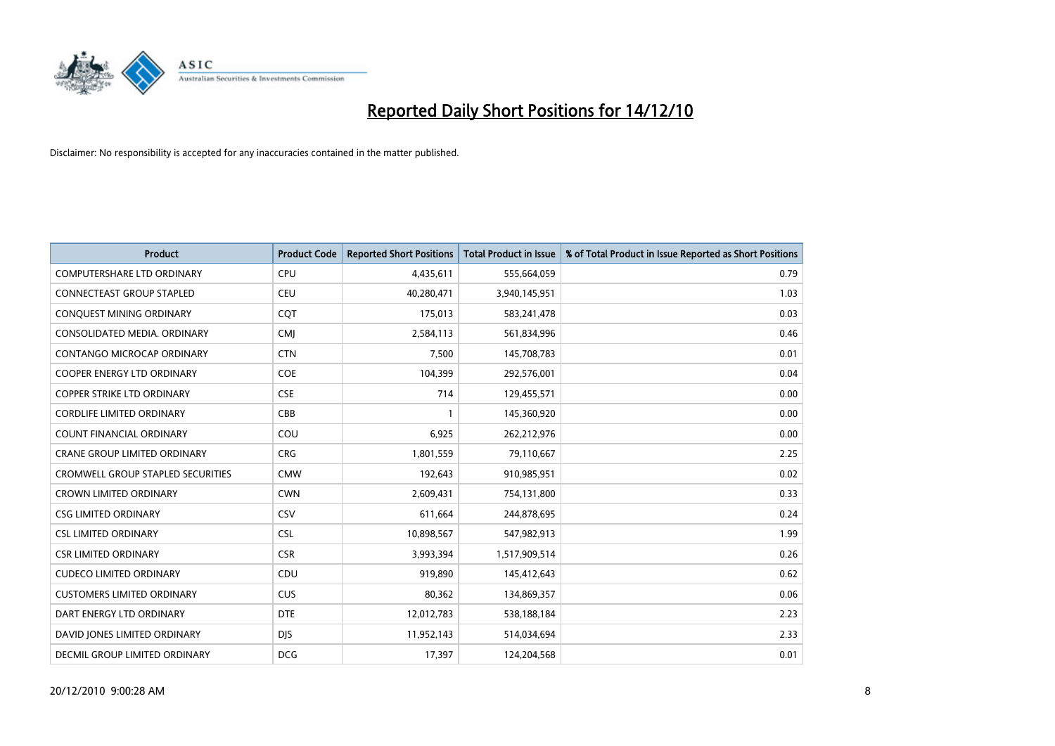# Reported Daily Short Positions for 14/12/10

Disclaimer: No responsibility is accepted for any inaccuracies contained in the matter published.

| Product | Product Code | Reported Short Positions | Total Product in Issue | % of Total Product in Issue Reported as Short Positions |
|---|---|---|---|---|
| COMPUTERSHARE LTD ORDINARY | CPU | 4,435,611 | 555,664,059 | 0.79 |
| CONNECTEAST GROUP STAPLED | CEU | 40,280,471 | 3,940,145,951 | 1.03 |
| CONQUEST MINING ORDINARY | CQT | 175,013 | 583,241,478 | 0.03 |
| CONSOLIDATED MEDIA. ORDINARY | CMJ | 2,584,113 | 561,834,996 | 0.46 |
| CONTANGO MICROCAP ORDINARY | CTN | 7,500 | 145,708,783 | 0.01 |
| COOPER ENERGY LTD ORDINARY | COE | 104,399 | 292,576,001 | 0.04 |
| COPPER STRIKE LTD ORDINARY | CSE | 714 | 129,455,571 | 0.00 |
| CORDLIFE LIMITED ORDINARY | CBB | 1 | 145,360,920 | 0.00 |
| COUNT FINANCIAL ORDINARY | COU | 6,925 | 262,212,976 | 0.00 |
| CRANE GROUP LIMITED ORDINARY | CRG | 1,801,559 | 79,110,667 | 2.25 |
| CROMWELL GROUP STAPLED SECURITIES | CMW | 192,643 | 910,985,951 | 0.02 |
| CROWN LIMITED ORDINARY | CWN | 2,609,431 | 754,131,800 | 0.33 |
| CSG LIMITED ORDINARY | CSV | 611,664 | 244,878,695 | 0.24 |
| CSL LIMITED ORDINARY | CSL | 10,898,567 | 547,982,913 | 1.99 |
| CSR LIMITED ORDINARY | CSR | 3,993,394 | 1,517,909,514 | 0.26 |
| CUDECO LIMITED ORDINARY | CDU | 919,890 | 145,412,643 | 0.62 |
| CUSTOMERS LIMITED ORDINARY | CUS | 80,362 | 134,869,357 | 0.06 |
| DART ENERGY LTD ORDINARY | DTE | 12,012,783 | 538,188,184 | 2.23 |
| DAVID JONES LIMITED ORDINARY | DJS | 11,952,143 | 514,034,694 | 2.33 |
| DECMIL GROUP LIMITED ORDINARY | DCG | 17,397 | 124,204,568 | 0.01 |

20/12/2010 9:00:28 AM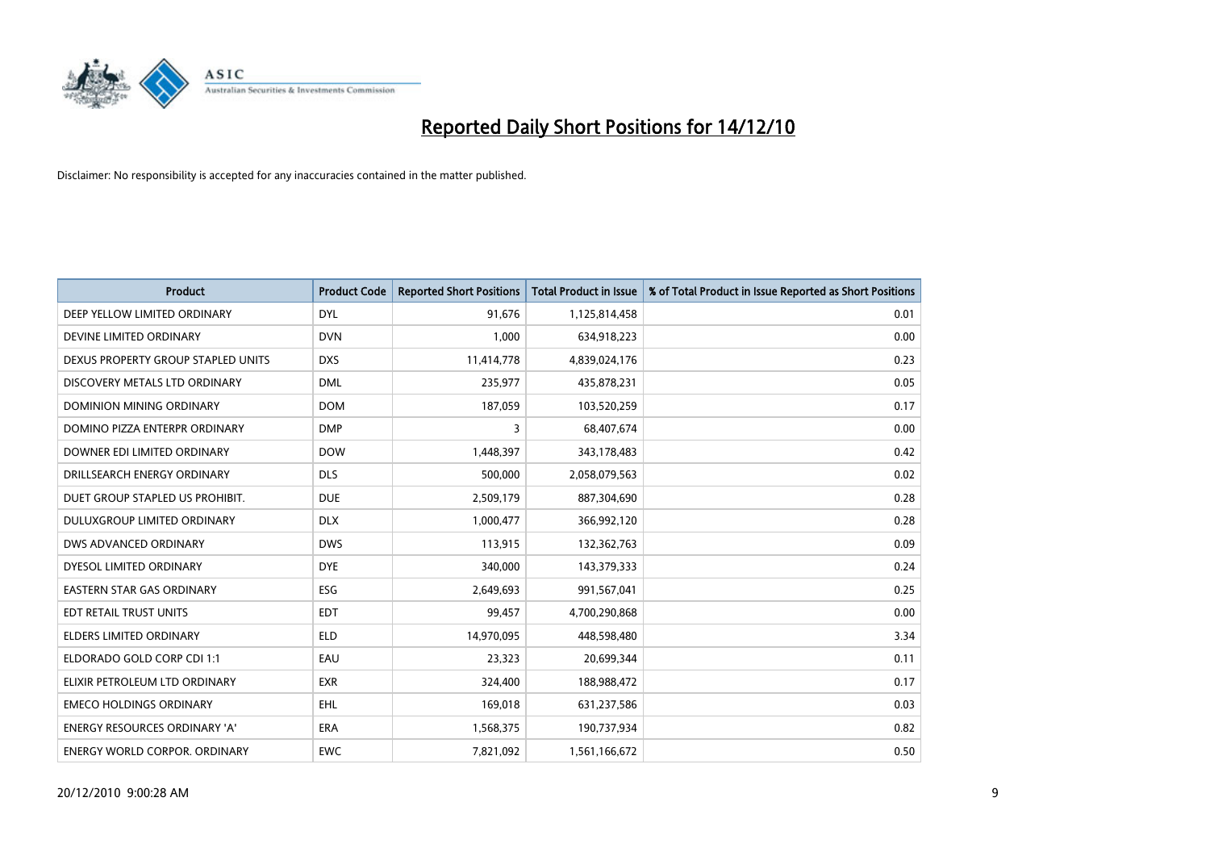# Reported Daily Short Positions for 14/12/10

Disclaimer: No responsibility is accepted for any inaccuracies contained in the matter published.

| Product | Product Code | Reported Short Positions | Total Product in Issue | % of Total Product in Issue Reported as Short Positions |
|---|---|---|---|---|
| DEEP YELLOW LIMITED ORDINARY | DYL | 91,676 | 1,125,814,458 | 0.01 |
| DEVINE LIMITED ORDINARY | DVN | 1,000 | 634,918,223 | 0.00 |
| DEXUS PROPERTY GROUP STAPLED UNITS | DXS | 11,414,778 | 4,839,024,176 | 0.23 |
| DISCOVERY METALS LTD ORDINARY | DML | 235,977 | 435,878,231 | 0.05 |
| DOMINION MINING ORDINARY | DOM | 187,059 | 103,520,259 | 0.17 |
| DOMINO PIZZA ENTERPR ORDINARY | DMP | 3 | 68,407,674 | 0.00 |
| DOWNER EDI LIMITED ORDINARY | DOW | 1,448,397 | 343,178,483 | 0.42 |
| DRILLSEARCH ENERGY ORDINARY | DLS | 500,000 | 2,058,079,563 | 0.02 |
| DUET GROUP STAPLED US PROHIBIT. | DUE | 2,509,179 | 887,304,690 | 0.28 |
| DULUXGROUP LIMITED ORDINARY | DLX | 1,000,477 | 366,992,120 | 0.28 |
| DWS ADVANCED ORDINARY | DWS | 113,915 | 132,362,763 | 0.09 |
| DYESOL LIMITED ORDINARY | DYE | 340,000 | 143,379,333 | 0.24 |
| EASTERN STAR GAS ORDINARY | ESG | 2,649,693 | 991,567,041 | 0.25 |
| EDT RETAIL TRUST UNITS | EDT | 99,457 | 4,700,290,868 | 0.00 |
| ELDERS LIMITED ORDINARY | ELD | 14,970,095 | 448,598,480 | 3.34 |
| ELDORADO GOLD CORP CDI 1:1 | EAU | 23,323 | 20,699,344 | 0.11 |
| ELIXIR PETROLEUM LTD ORDINARY | EXR | 324,400 | 188,988,472 | 0.17 |
| EMECO HOLDINGS ORDINARY | EHL | 169,018 | 631,237,586 | 0.03 |
| ENERGY RESOURCES ORDINARY 'A' | ERA | 1,568,375 | 190,737,934 | 0.82 |
| ENERGY WORLD CORPOR. ORDINARY | EWC | 7,821,092 | 1,561,166,672 | 0.50 |

20/12/2010 9:00:28 AM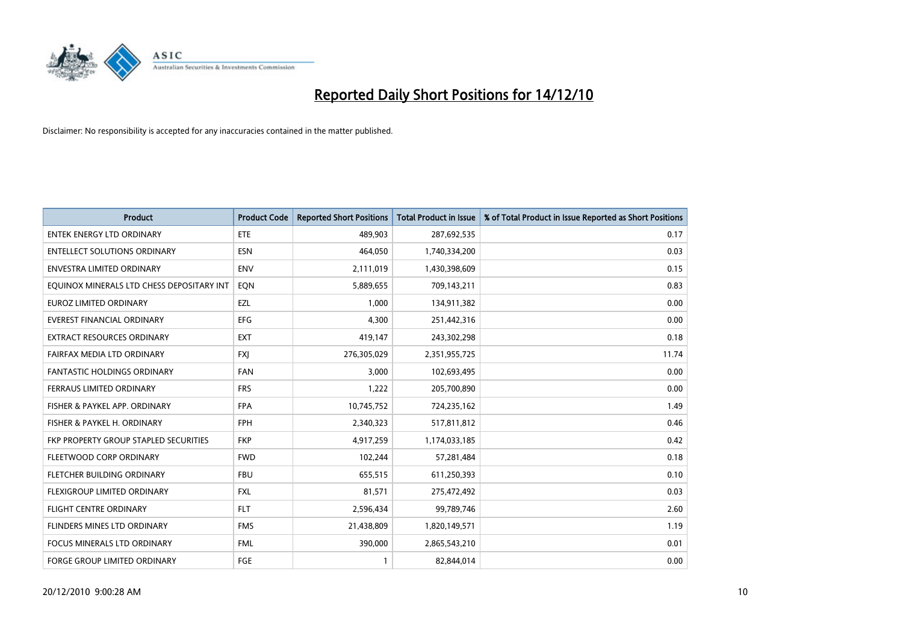# Reported Daily Short Positions for 14/12/10

Disclaimer: No responsibility is accepted for any inaccuracies contained in the matter published.

| Product | Product Code | Reported Short Positions | Total Product in Issue | % of Total Product in Issue Reported as Short Positions |
|---|---|---|---|---|
| ENTEK ENERGY LTD ORDINARY | ETE | 489,903 | 287,692,535 | 0.17 |
| ENTELLECT SOLUTIONS ORDINARY | ESN | 464,050 | 1,740,334,200 | 0.03 |
| ENVESTRA LIMITED ORDINARY | ENV | 2,111,019 | 1,430,398,609 | 0.15 |
| EQUINOX MINERALS LTD CHESS DEPOSITARY INT | EQN | 5,889,655 | 709,143,211 | 0.83 |
| EUROZ LIMITED ORDINARY | EZL | 1,000 | 134,911,382 | 0.00 |
| EVEREST FINANCIAL ORDINARY | EFG | 4,300 | 251,442,316 | 0.00 |
| EXTRACT RESOURCES ORDINARY | EXT | 419,147 | 243,302,298 | 0.18 |
| FAIRFAX MEDIA LTD ORDINARY | FXJ | 276,305,029 | 2,351,955,725 | 11.74 |
| FANTASTIC HOLDINGS ORDINARY | FAN | 3,000 | 102,693,495 | 0.00 |
| FERRAUS LIMITED ORDINARY | FRS | 1,222 | 205,700,890 | 0.00 |
| FISHER & PAYKEL APP. ORDINARY | FPA | 10,745,752 | 724,235,162 | 1.49 |
| FISHER & PAYKEL H. ORDINARY | FPH | 2,340,323 | 517,811,812 | 0.46 |
| FKP PROPERTY GROUP STAPLED SECURITIES | FKP | 4,917,259 | 1,174,033,185 | 0.42 |
| FLEETWOOD CORP ORDINARY | FWD | 102,244 | 57,281,484 | 0.18 |
| FLETCHER BUILDING ORDINARY | FBU | 655,515 | 611,250,393 | 0.10 |
| FLEXIGROUP LIMITED ORDINARY | FXL | 81,571 | 275,472,492 | 0.03 |
| FLIGHT CENTRE ORDINARY | FLT | 2,596,434 | 99,789,746 | 2.60 |
| FLINDERS MINES LTD ORDINARY | FMS | 21,438,809 | 1,820,149,571 | 1.19 |
| FOCUS MINERALS LTD ORDINARY | FML | 390,000 | 2,865,543,210 | 0.01 |
| FORGE GROUP LIMITED ORDINARY | FGE | 1 | 82,844,014 | 0.00 |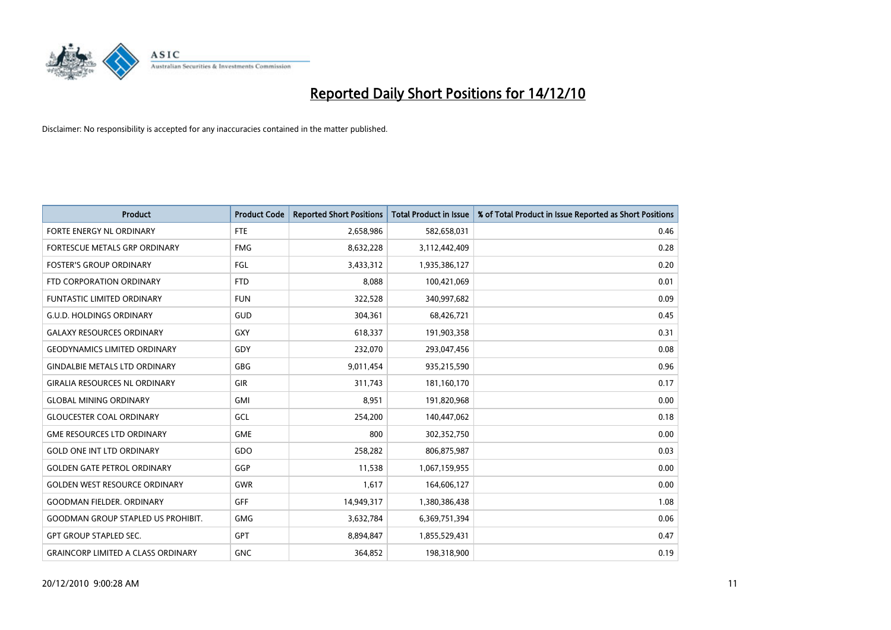# Reported Daily Short Positions for 14/12/10

Disclaimer: No responsibility is accepted for any inaccuracies contained in the matter published.

| Product | Product Code | Reported Short Positions | Total Product in Issue | % of Total Product in Issue Reported as Short Positions |
|---|---|---|---|---|
| FORTE ENERGY NL ORDINARY | FTE | 2,658,986 | 582,658,031 | 0.46 |
| FORTESCUE METALS GRP ORDINARY | FMG | 8,632,228 | 3,112,442,409 | 0.28 |
| FOSTER'S GROUP ORDINARY | FGL | 3,433,312 | 1,935,386,127 | 0.20 |
| FTD CORPORATION ORDINARY | FTD | 8,088 | 100,421,069 | 0.01 |
| FUNTASTIC LIMITED ORDINARY | FUN | 322,528 | 340,997,682 | 0.09 |
| G.U.D. HOLDINGS ORDINARY | GUD | 304,361 | 68,426,721 | 0.45 |
| GALAXY RESOURCES ORDINARY | GXY | 618,337 | 191,903,358 | 0.31 |
| GEODYNAMICS LIMITED ORDINARY | GDY | 232,070 | 293,047,456 | 0.08 |
| GINDALBIE METALS LTD ORDINARY | GBG | 9,011,454 | 935,215,590 | 0.96 |
| GIRALIA RESOURCES NL ORDINARY | GIR | 311,743 | 181,160,170 | 0.17 |
| GLOBAL MINING ORDINARY | GMI | 8,951 | 191,820,968 | 0.00 |
| GLOUCESTER COAL ORDINARY | GCL | 254,200 | 140,447,062 | 0.18 |
| GME RESOURCES LTD ORDINARY | GME | 800 | 302,352,750 | 0.00 |
| GOLD ONE INT LTD ORDINARY | GDO | 258,282 | 806,875,987 | 0.03 |
| GOLDEN GATE PETROL ORDINARY | GGP | 11,538 | 1,067,159,955 | 0.00 |
| GOLDEN WEST RESOURCE ORDINARY | GWR | 1,617 | 164,606,127 | 0.00 |
| GOODMAN FIELDER. ORDINARY | GFF | 14,949,317 | 1,380,386,438 | 1.08 |
| GOODMAN GROUP STAPLED US PROHIBIT. | GMG | 3,632,784 | 6,369,751,394 | 0.06 |
| GPT GROUP STAPLED SEC. | GPT | 8,894,847 | 1,855,529,431 | 0.47 |
| GRAINCORP LIMITED A CLASS ORDINARY | GNC | 364,852 | 198,318,900 | 0.19 |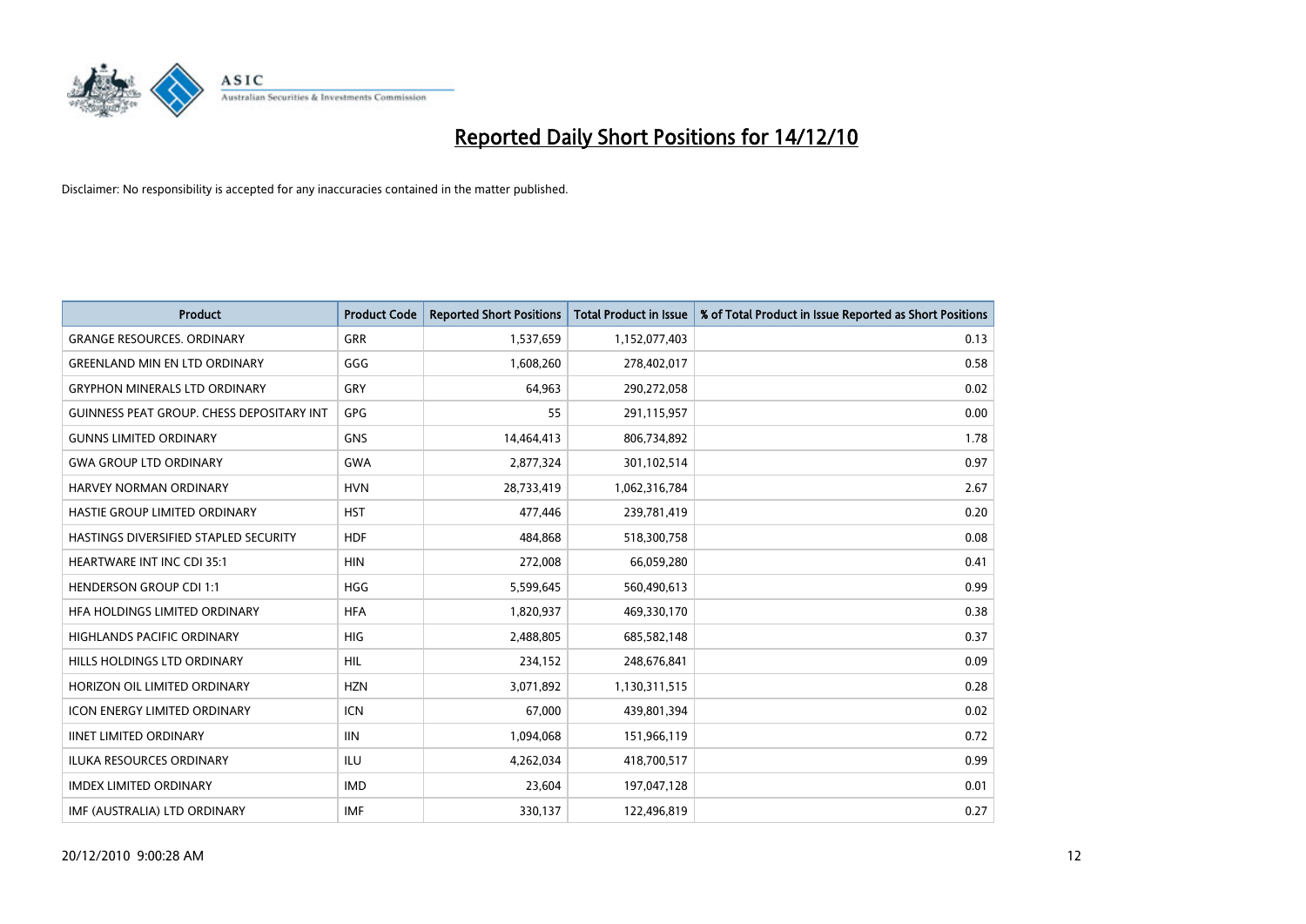# Reported Daily Short Positions for 14/12/10

Disclaimer: No responsibility is accepted for any inaccuracies contained in the matter published.

| Product | Product Code | Reported Short Positions | Total Product in Issue | % of Total Product in Issue Reported as Short Positions |
|---|---|---|---|---|
| GRANGE RESOURCES. ORDINARY | GRR | 1,537,659 | 1,152,077,403 | 0.13 |
| GREENLAND MIN EN LTD ORDINARY | GGG | 1,608,260 | 278,402,017 | 0.58 |
| GRYPHON MINERALS LTD ORDINARY | GRY | 64,963 | 290,272,058 | 0.02 |
| GUINNESS PEAT GROUP. CHESS DEPOSITARY INT | GPG | 55 | 291,115,957 | 0.00 |
| GUNNS LIMITED ORDINARY | GNS | 14,464,413 | 806,734,892 | 1.78 |
| GWA GROUP LTD ORDINARY | GWA | 2,877,324 | 301,102,514 | 0.97 |
| HARVEY NORMAN ORDINARY | HVN | 28,733,419 | 1,062,316,784 | 2.67 |
| HASTIE GROUP LIMITED ORDINARY | HST | 477,446 | 239,781,419 | 0.20 |
| HASTINGS DIVERSIFIED STAPLED SECURITY | HDF | 484,868 | 518,300,758 | 0.08 |
| HEARTWARE INT INC CDI 35:1 | HIN | 272,008 | 66,059,280 | 0.41 |
| HENDERSON GROUP CDI 1:1 | HGG | 5,599,645 | 560,490,613 | 0.99 |
| HFA HOLDINGS LIMITED ORDINARY | HFA | 1,820,937 | 469,330,170 | 0.38 |
| HIGHLANDS PACIFIC ORDINARY | HIG | 2,488,805 | 685,582,148 | 0.37 |
| HILLS HOLDINGS LTD ORDINARY | HIL | 234,152 | 248,676,841 | 0.09 |
| HORIZON OIL LIMITED ORDINARY | HZN | 3,071,892 | 1,130,311,515 | 0.28 |
| ICON ENERGY LIMITED ORDINARY | ICN | 67,000 | 439,801,394 | 0.02 |
| IINET LIMITED ORDINARY | IIN | 1,094,068 | 151,966,119 | 0.72 |
| ILUKA RESOURCES ORDINARY | ILU | 4,262,034 | 418,700,517 | 0.99 |
| IMDEX LIMITED ORDINARY | IMD | 23,604 | 197,047,128 | 0.01 |
| IMF (AUSTRALIA) LTD ORDINARY | IMF | 330,137 | 122,496,819 | 0.27 |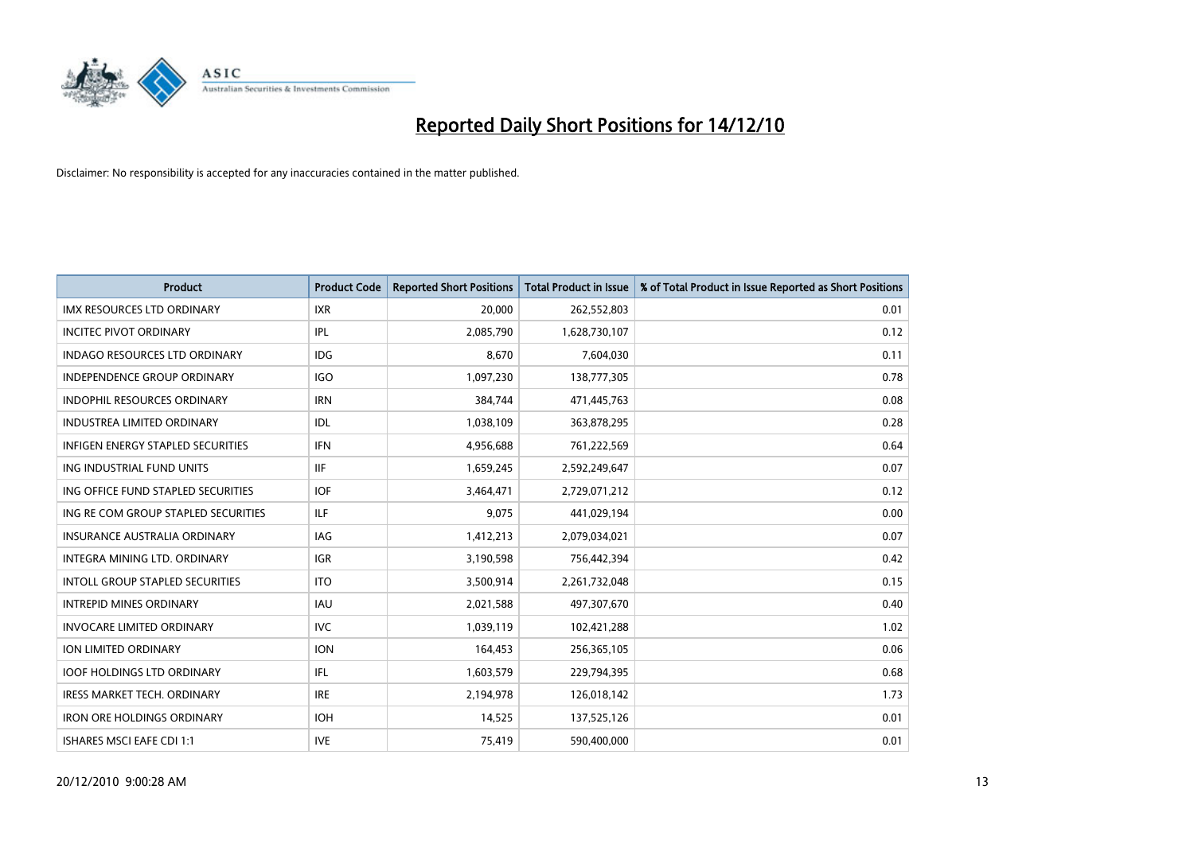# Reported Daily Short Positions for 14/12/10

Disclaimer: No responsibility is accepted for any inaccuracies contained in the matter published.

| Product | Product Code | Reported Short Positions | Total Product in Issue | % of Total Product in Issue Reported as Short Positions |
|---|---|---|---|---|
| IMX RESOURCES LTD ORDINARY | IXR | 20,000 | 262,552,803 | 0.01 |
| INCITEC PIVOT ORDINARY | IPL | 2,085,790 | 1,628,730,107 | 0.12 |
| INDAGO RESOURCES LTD ORDINARY | IDG | 8,670 | 7,604,030 | 0.11 |
| INDEPENDENCE GROUP ORDINARY | IGO | 1,097,230 | 138,777,305 | 0.78 |
| INDOPHIL RESOURCES ORDINARY | IRN | 384,744 | 471,445,763 | 0.08 |
| INDUSTREA LIMITED ORDINARY | IDL | 1,038,109 | 363,878,295 | 0.28 |
| INFIGEN ENERGY STAPLED SECURITIES | IFN | 4,956,688 | 761,222,569 | 0.64 |
| ING INDUSTRIAL FUND UNITS | IIF | 1,659,245 | 2,592,249,647 | 0.07 |
| ING OFFICE FUND STAPLED SECURITIES | IOF | 3,464,471 | 2,729,071,212 | 0.12 |
| ING RE COM GROUP STAPLED SECURITIES | ILF | 9,075 | 441,029,194 | 0.00 |
| INSURANCE AUSTRALIA ORDINARY | IAG | 1,412,213 | 2,079,034,021 | 0.07 |
| INTEGRA MINING LTD. ORDINARY | IGR | 3,190,598 | 756,442,394 | 0.42 |
| INTOLL GROUP STAPLED SECURITIES | ITO | 3,500,914 | 2,261,732,048 | 0.15 |
| INTREPID MINES ORDINARY | IAU | 2,021,588 | 497,307,670 | 0.40 |
| INVOCARE LIMITED ORDINARY | IVC | 1,039,119 | 102,421,288 | 1.02 |
| ION LIMITED ORDINARY | ION | 164,453 | 256,365,105 | 0.06 |
| IOOF HOLDINGS LTD ORDINARY | IFL | 1,603,579 | 229,794,395 | 0.68 |
| IRESS MARKET TECH. ORDINARY | IRE | 2,194,978 | 126,018,142 | 1.73 |
| IRON ORE HOLDINGS ORDINARY | IOH | 14,525 | 137,525,126 | 0.01 |
| ISHARES MSCI EAFE CDI 1:1 | IVE | 75,419 | 590,400,000 | 0.01 |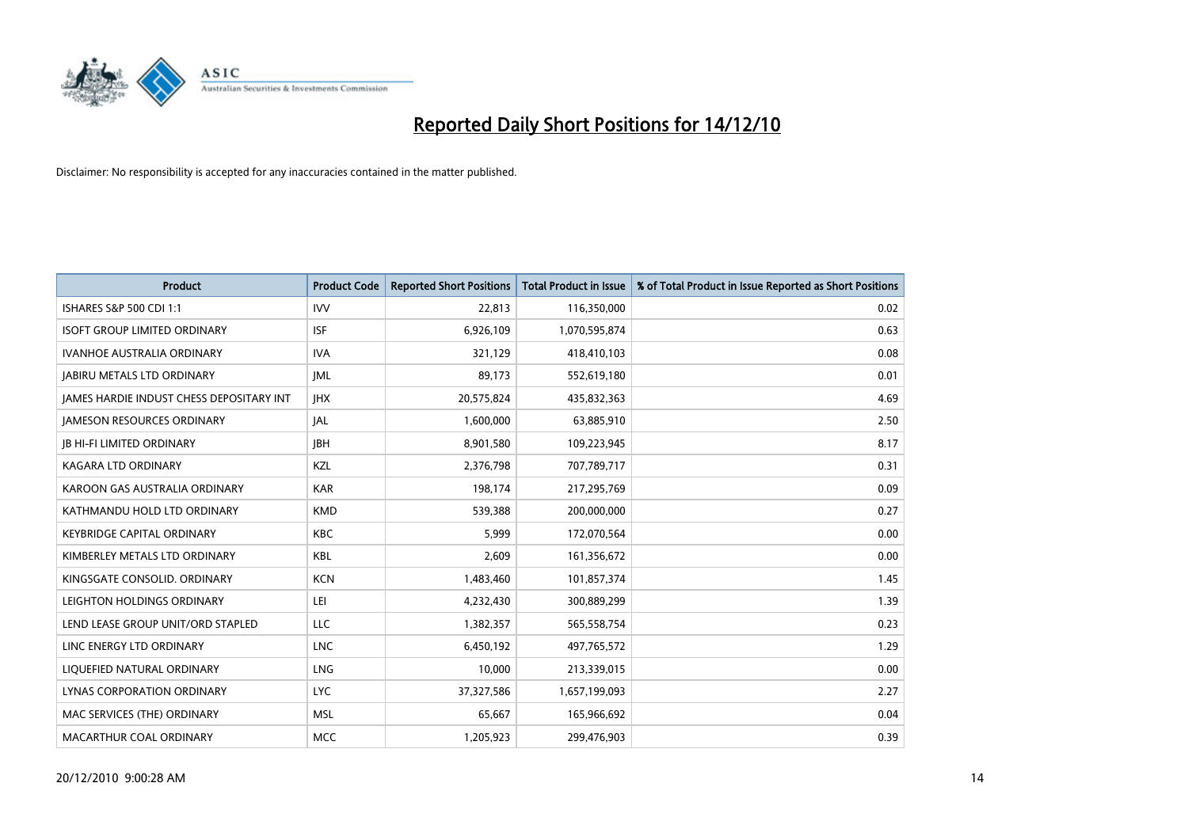# Reported Daily Short Positions for 14/12/10

Disclaimer: No responsibility is accepted for any inaccuracies contained in the matter published.

| Product | Product Code | Reported Short Positions | Total Product in Issue | % of Total Product in Issue Reported as Short Positions |
|---|---|---|---|---|
| ISHARES S&P 500 CDI 1:1 | IVV | 22,813 | 116,350,000 | 0.02 |
| ISOFT GROUP LIMITED ORDINARY | ISF | 6,926,109 | 1,070,595,874 | 0.63 |
| IVANHOE AUSTRALIA ORDINARY | IVA | 321,129 | 418,410,103 | 0.08 |
| JABIRU METALS LTD ORDINARY | JML | 89,173 | 552,619,180 | 0.01 |
| JAMES HARDIE INDUST CHESS DEPOSITARY INT | JHX | 20,575,824 | 435,832,363 | 4.69 |
| JAMESON RESOURCES ORDINARY | JAL | 1,600,000 | 63,885,910 | 2.50 |
| JB HI-FI LIMITED ORDINARY | JBH | 8,901,580 | 109,223,945 | 8.17 |
| KAGARA LTD ORDINARY | KZL | 2,376,798 | 707,789,717 | 0.31 |
| KAROON GAS AUSTRALIA ORDINARY | KAR | 198,174 | 217,295,769 | 0.09 |
| KATHMANDU HOLD LTD ORDINARY | KMD | 539,388 | 200,000,000 | 0.27 |
| KEYBRIDGE CAPITAL ORDINARY | KBC | 5,999 | 172,070,564 | 0.00 |
| KIMBERLEY METALS LTD ORDINARY | KBL | 2,609 | 161,356,672 | 0.00 |
| KINGSGATE CONSOLID. ORDINARY | KCN | 1,483,460 | 101,857,374 | 1.45 |
| LEIGHTON HOLDINGS ORDINARY | LEI | 4,232,430 | 300,889,299 | 1.39 |
| LEND LEASE GROUP UNIT/ORD STAPLED | LLC | 1,382,357 | 565,558,754 | 0.23 |
| LINC ENERGY LTD ORDINARY | LNC | 6,450,192 | 497,765,572 | 1.29 |
| LIQUEFIED NATURAL ORDINARY | LNG | 10,000 | 213,339,015 | 0.00 |
| LYNAS CORPORATION ORDINARY | LYC | 37,327,586 | 1,657,199,093 | 2.27 |
| MAC SERVICES (THE) ORDINARY | MSL | 65,667 | 165,966,692 | 0.04 |
| MACARTHUR COAL ORDINARY | MCC | 1,205,923 | 299,476,903 | 0.39 |

20/12/2010 9:00:28 AM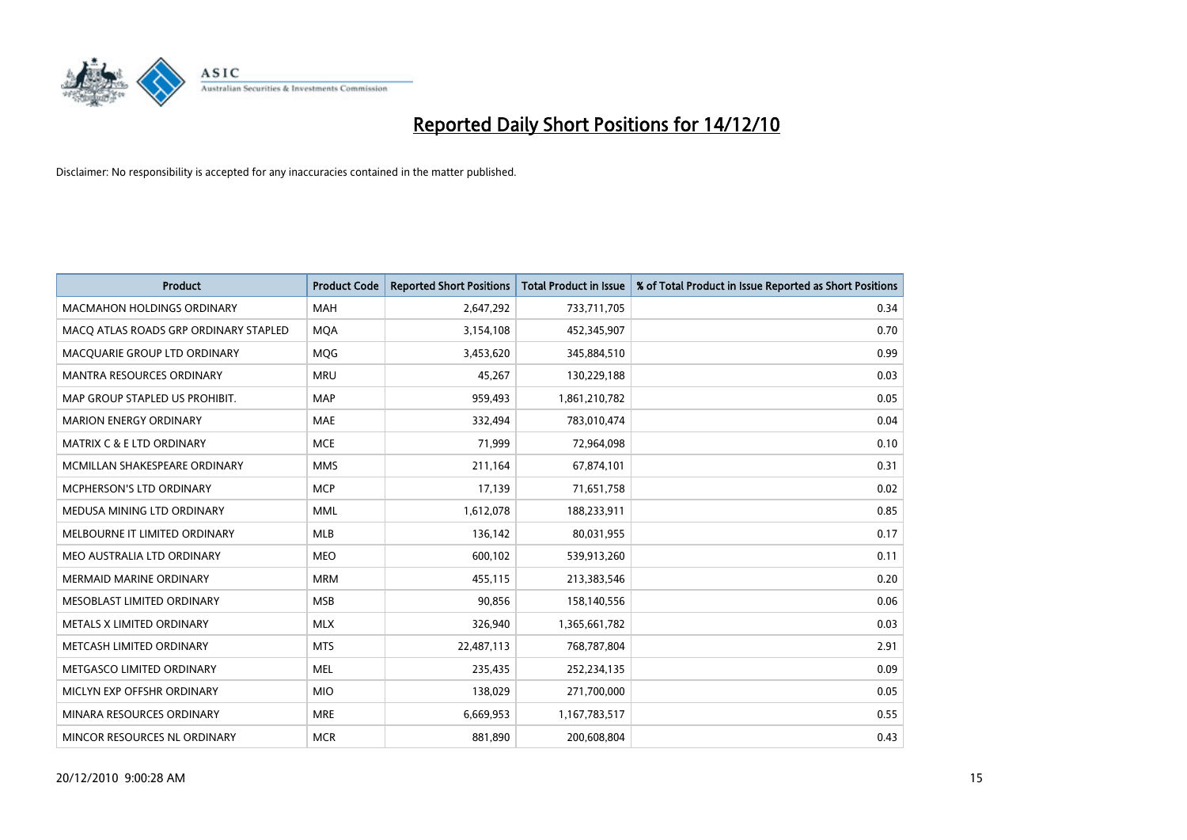# Reported Daily Short Positions for 14/12/10

Disclaimer: No responsibility is accepted for any inaccuracies contained in the matter published.

| Product | Product Code | Reported Short Positions | Total Product in Issue | % of Total Product in Issue Reported as Short Positions |
|---|---|---|---|---|
| MACMAHON HOLDINGS ORDINARY | MAH | 2,647,292 | 733,711,705 | 0.34 |
| MACQ ATLAS ROADS GRP ORDINARY STAPLED | MQA | 3,154,108 | 452,345,907 | 0.70 |
| MACQUARIE GROUP LTD ORDINARY | MQG | 3,453,620 | 345,884,510 | 0.99 |
| MANTRA RESOURCES ORDINARY | MRU | 45,267 | 130,229,188 | 0.03 |
| MAP GROUP STAPLED US PROHIBIT. | MAP | 959,493 | 1,861,210,782 | 0.05 |
| MARION ENERGY ORDINARY | MAE | 332,494 | 783,010,474 | 0.04 |
| MATRIX C & E LTD ORDINARY | MCE | 71,999 | 72,964,098 | 0.10 |
| MCMILLAN SHAKESPEARE ORDINARY | MMS | 211,164 | 67,874,101 | 0.31 |
| MCPHERSON'S LTD ORDINARY | MCP | 17,139 | 71,651,758 | 0.02 |
| MEDUSA MINING LTD ORDINARY | MML | 1,612,078 | 188,233,911 | 0.85 |
| MELBOURNE IT LIMITED ORDINARY | MLB | 136,142 | 80,031,955 | 0.17 |
| MEO AUSTRALIA LTD ORDINARY | MEO | 600,102 | 539,913,260 | 0.11 |
| MERMAID MARINE ORDINARY | MRM | 455,115 | 213,383,546 | 0.20 |
| MESOBLAST LIMITED ORDINARY | MSB | 90,856 | 158,140,556 | 0.06 |
| METALS X LIMITED ORDINARY | MLX | 326,940 | 1,365,661,782 | 0.03 |
| METCASH LIMITED ORDINARY | MTS | 22,487,113 | 768,787,804 | 2.91 |
| METGASCO LIMITED ORDINARY | MEL | 235,435 | 252,234,135 | 0.09 |
| MICLYN EXP OFFSHR ORDINARY | MIO | 138,029 | 271,700,000 | 0.05 |
| MINARA RESOURCES ORDINARY | MRE | 6,669,953 | 1,167,783,517 | 0.55 |
| MINCOR RESOURCES NL ORDINARY | MCR | 881,890 | 200,608,804 | 0.43 |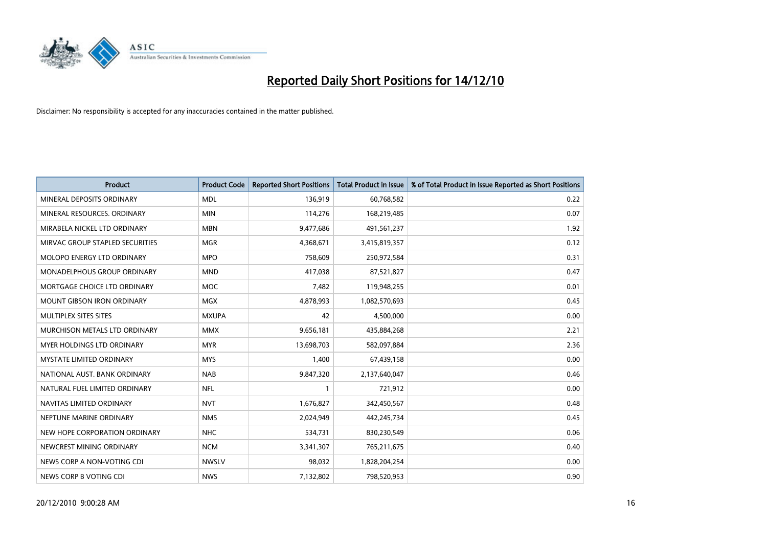# Reported Daily Short Positions for 14/12/10

Disclaimer: No responsibility is accepted for any inaccuracies contained in the matter published.

| Product | Product Code | Reported Short Positions | Total Product in Issue | % of Total Product in Issue Reported as Short Positions |
|---|---|---|---|---|
| MINERAL DEPOSITS ORDINARY | MDL | 136,919 | 60,768,582 | 0.22 |
| MINERAL RESOURCES. ORDINARY | MIN | 114,276 | 168,219,485 | 0.07 |
| MIRABELA NICKEL LTD ORDINARY | MBN | 9,477,686 | 491,561,237 | 1.92 |
| MIRVAC GROUP STAPLED SECURITIES | MGR | 4,368,671 | 3,415,819,357 | 0.12 |
| MOLOPO ENERGY LTD ORDINARY | MPO | 758,609 | 250,972,584 | 0.31 |
| MONADELPHOUS GROUP ORDINARY | MND | 417,038 | 87,521,827 | 0.47 |
| MORTGAGE CHOICE LTD ORDINARY | MOC | 7,482 | 119,948,255 | 0.01 |
| MOUNT GIBSON IRON ORDINARY | MGX | 4,878,993 | 1,082,570,693 | 0.45 |
| MULTIPLEX SITES SITES | MXUPA | 42 | 4,500,000 | 0.00 |
| MURCHISON METALS LTD ORDINARY | MMX | 9,656,181 | 435,884,268 | 2.21 |
| MYER HOLDINGS LTD ORDINARY | MYR | 13,698,703 | 582,097,884 | 2.36 |
| MYSTATE LIMITED ORDINARY | MYS | 1,400 | 67,439,158 | 0.00 |
| NATIONAL AUST. BANK ORDINARY | NAB | 9,847,320 | 2,137,640,047 | 0.46 |
| NATURAL FUEL LIMITED ORDINARY | NFL | 1 | 721,912 | 0.00 |
| NAVITAS LIMITED ORDINARY | NVT | 1,676,827 | 342,450,567 | 0.48 |
| NEPTUNE MARINE ORDINARY | NMS | 2,024,949 | 442,245,734 | 0.45 |
| NEW HOPE CORPORATION ORDINARY | NHC | 534,731 | 830,230,549 | 0.06 |
| NEWCREST MINING ORDINARY | NCM | 3,341,307 | 765,211,675 | 0.40 |
| NEWS CORP A NON-VOTING CDI | NWSLV | 98,032 | 1,828,204,254 | 0.00 |
| NEWS CORP B VOTING CDI | NWS | 7,132,802 | 798,520,953 | 0.90 |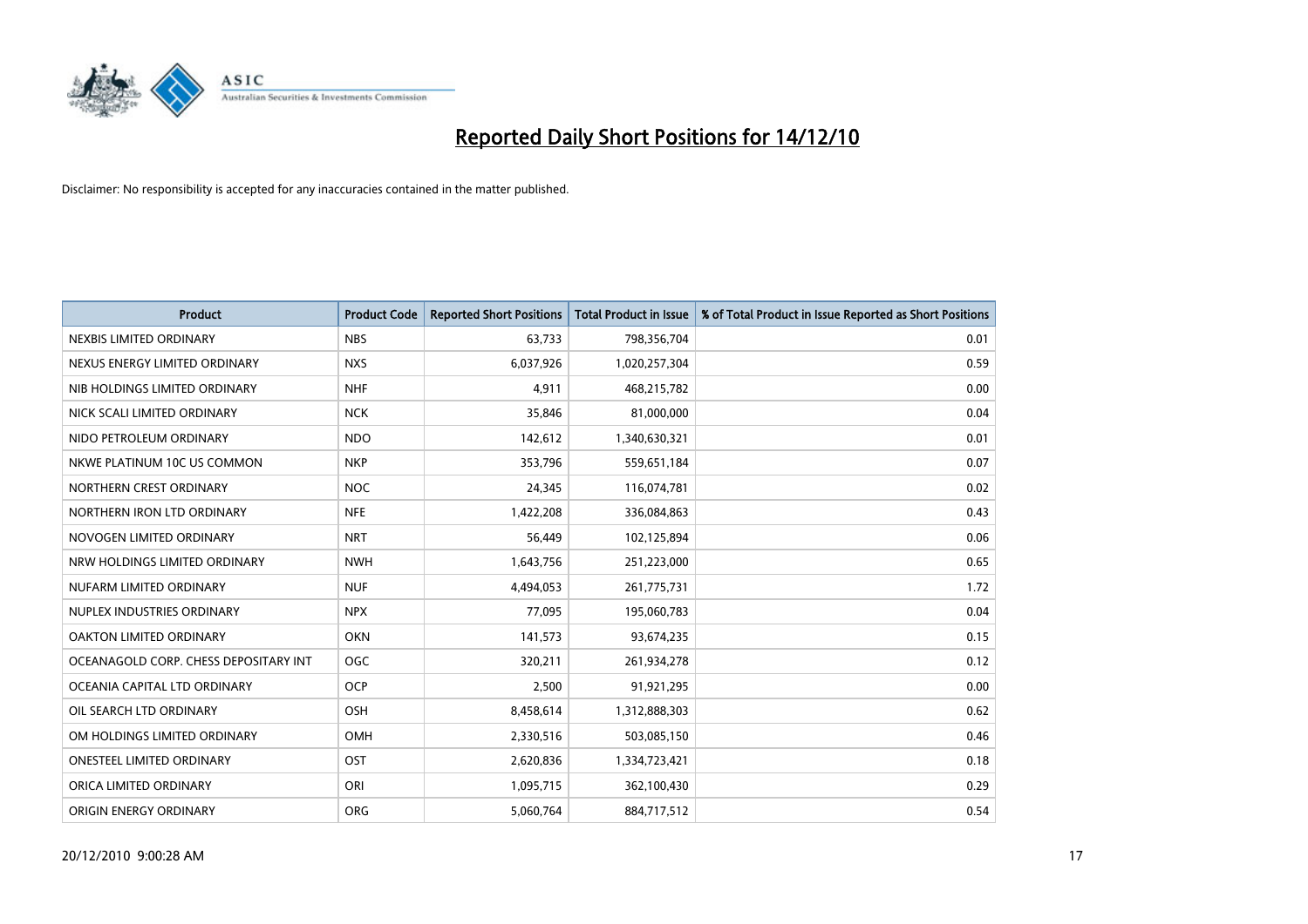# Reported Daily Short Positions for 14/12/10

Disclaimer: No responsibility is accepted for any inaccuracies contained in the matter published.

| Product | Product Code | Reported Short Positions | Total Product in Issue | % of Total Product in Issue Reported as Short Positions |
|---|---|---|---|---|
| NEXBIS LIMITED ORDINARY | NBS | 63,733 | 798,356,704 | 0.01 |
| NEXUS ENERGY LIMITED ORDINARY | NXS | 6,037,926 | 1,020,257,304 | 0.59 |
| NIB HOLDINGS LIMITED ORDINARY | NHF | 4,911 | 468,215,782 | 0.00 |
| NICK SCALI LIMITED ORDINARY | NCK | 35,846 | 81,000,000 | 0.04 |
| NIDO PETROLEUM ORDINARY | NDO | 142,612 | 1,340,630,321 | 0.01 |
| NKWE PLATINUM 10C US COMMON | NKP | 353,796 | 559,651,184 | 0.07 |
| NORTHERN CREST ORDINARY | NOC | 24,345 | 116,074,781 | 0.02 |
| NORTHERN IRON LTD ORDINARY | NFE | 1,422,208 | 336,084,863 | 0.43 |
| NOVOGEN LIMITED ORDINARY | NRT | 56,449 | 102,125,894 | 0.06 |
| NRW HOLDINGS LIMITED ORDINARY | NWH | 1,643,756 | 251,223,000 | 0.65 |
| NUFARM LIMITED ORDINARY | NUF | 4,494,053 | 261,775,731 | 1.72 |
| NUPLEX INDUSTRIES ORDINARY | NPX | 77,095 | 195,060,783 | 0.04 |
| OAKTON LIMITED ORDINARY | OKN | 141,573 | 93,674,235 | 0.15 |
| OCEANAGOLD CORP. CHESS DEPOSITARY INT | OGC | 320,211 | 261,934,278 | 0.12 |
| OCEANIA CAPITAL LTD ORDINARY | OCP | 2,500 | 91,921,295 | 0.00 |
| OIL SEARCH LTD ORDINARY | OSH | 8,458,614 | 1,312,888,303 | 0.62 |
| OM HOLDINGS LIMITED ORDINARY | OMH | 2,330,516 | 503,085,150 | 0.46 |
| ONESTEEL LIMITED ORDINARY | OST | 2,620,836 | 1,334,723,421 | 0.18 |
| ORICA LIMITED ORDINARY | ORI | 1,095,715 | 362,100,430 | 0.29 |
| ORIGIN ENERGY ORDINARY | ORG | 5,060,764 | 884,717,512 | 0.54 |

20/12/2010 9:00:28 AM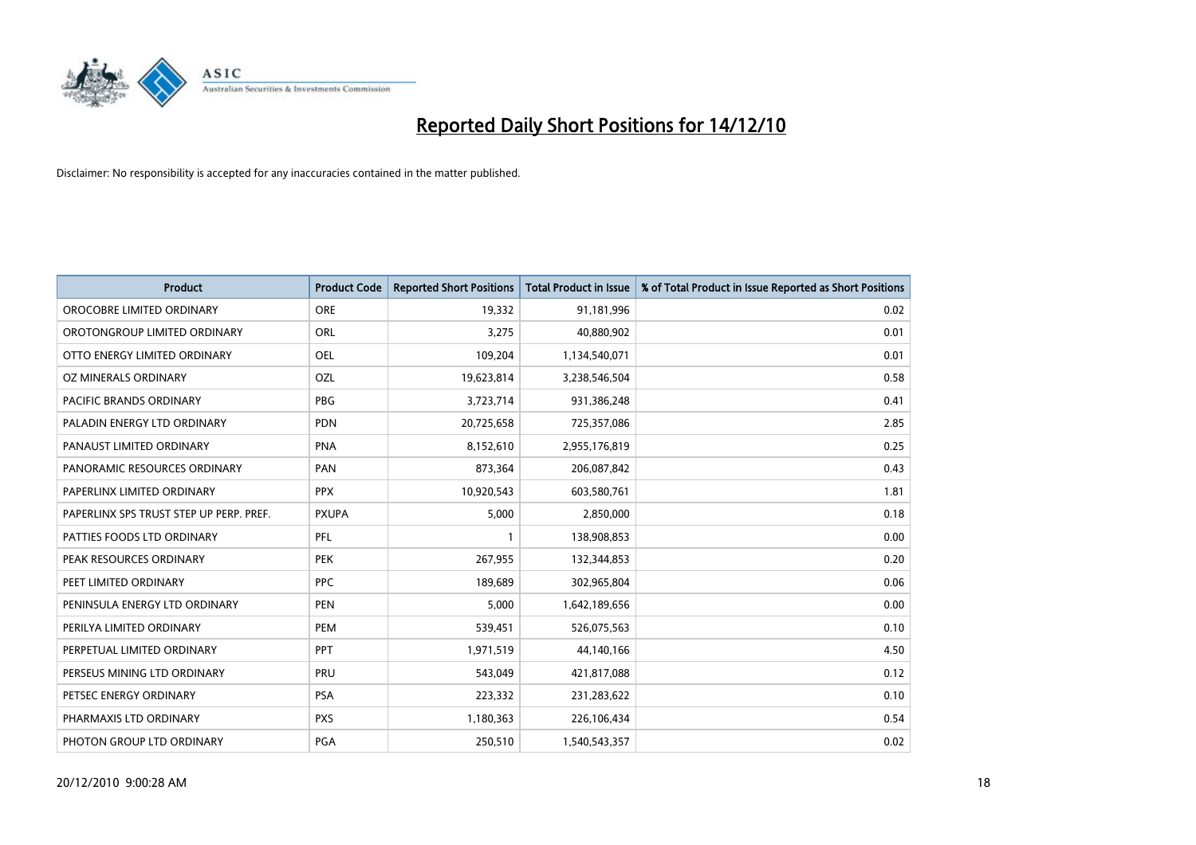# Reported Daily Short Positions for 14/12/10

Disclaimer: No responsibility is accepted for any inaccuracies contained in the matter published.

| Product | Product Code | Reported Short Positions | Total Product in Issue | % of Total Product in Issue Reported as Short Positions |
|---|---|---|---|---|
| OROCOBRE LIMITED ORDINARY | ORE | 19,332 | 91,181,996 | 0.02 |
| OROTONGROUP LIMITED ORDINARY | ORL | 3,275 | 40,880,902 | 0.01 |
| OTTO ENERGY LIMITED ORDINARY | OEL | 109,204 | 1,134,540,071 | 0.01 |
| OZ MINERALS ORDINARY | OZL | 19,623,814 | 3,238,546,504 | 0.58 |
| PACIFIC BRANDS ORDINARY | PBG | 3,723,714 | 931,386,248 | 0.41 |
| PALADIN ENERGY LTD ORDINARY | PDN | 20,725,658 | 725,357,086 | 2.85 |
| PANAUST LIMITED ORDINARY | PNA | 8,152,610 | 2,955,176,819 | 0.25 |
| PANORAMIC RESOURCES ORDINARY | PAN | 873,364 | 206,087,842 | 0.43 |
| PAPERLINX LIMITED ORDINARY | PPX | 10,920,543 | 603,580,761 | 1.81 |
| PAPERLINX SPS TRUST STEP UP PERP. PREF. | PXUPA | 5,000 | 2,850,000 | 0.18 |
| PATTIES FOODS LTD ORDINARY | PFL | 1 | 138,908,853 | 0.00 |
| PEAK RESOURCES ORDINARY | PEK | 267,955 | 132,344,853 | 0.20 |
| PEET LIMITED ORDINARY | PPC | 189,689 | 302,965,804 | 0.06 |
| PENINSULA ENERGY LTD ORDINARY | PEN | 5,000 | 1,642,189,656 | 0.00 |
| PERILYA LIMITED ORDINARY | PEM | 539,451 | 526,075,563 | 0.10 |
| PERPETUAL LIMITED ORDINARY | PPT | 1,971,519 | 44,140,166 | 4.50 |
| PERSEUS MINING LTD ORDINARY | PRU | 543,049 | 421,817,088 | 0.12 |
| PETSEC ENERGY ORDINARY | PSA | 223,332 | 231,283,622 | 0.10 |
| PHARMAXIS LTD ORDINARY | PXS | 1,180,363 | 226,106,434 | 0.54 |
| PHOTON GROUP LTD ORDINARY | PGA | 250,510 | 1,540,543,357 | 0.02 |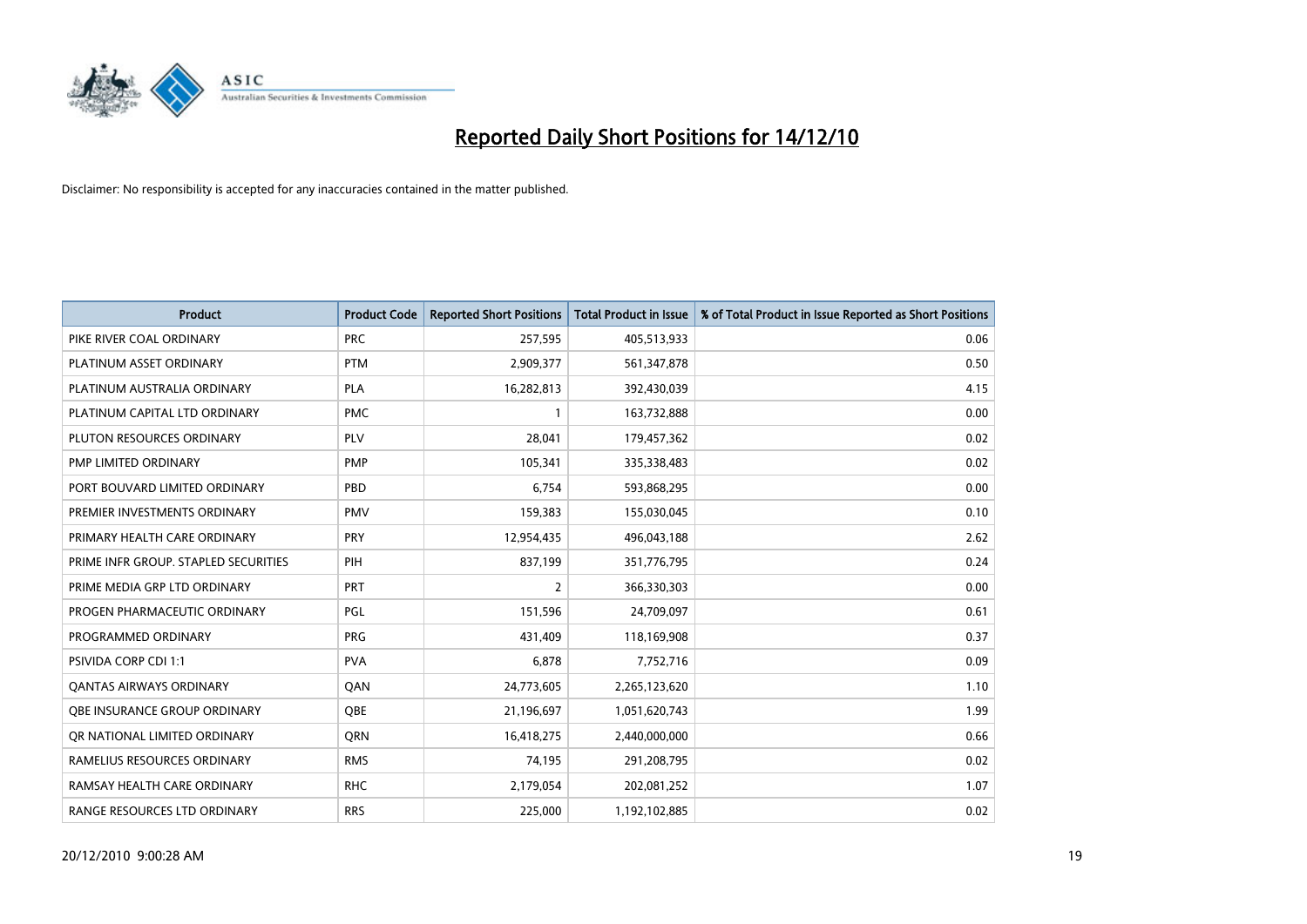# Reported Daily Short Positions for 14/12/10

Disclaimer: No responsibility is accepted for any inaccuracies contained in the matter published.

| Product | Product Code | Reported Short Positions | Total Product in Issue | % of Total Product in Issue Reported as Short Positions |
|---|---|---|---|---|
| PIKE RIVER COAL ORDINARY | PRC | 257,595 | 405,513,933 | 0.06 |
| PLATINUM ASSET ORDINARY | PTM | 2,909,377 | 561,347,878 | 0.50 |
| PLATINUM AUSTRALIA ORDINARY | PLA | 16,282,813 | 392,430,039 | 4.15 |
| PLATINUM CAPITAL LTD ORDINARY | PMC | 1 | 163,732,888 | 0.00 |
| PLUTON RESOURCES ORDINARY | PLV | 28,041 | 179,457,362 | 0.02 |
| PMP LIMITED ORDINARY | PMP | 105,341 | 335,338,483 | 0.02 |
| PORT BOUVARD LIMITED ORDINARY | PBD | 6,754 | 593,868,295 | 0.00 |
| PREMIER INVESTMENTS ORDINARY | PMV | 159,383 | 155,030,045 | 0.10 |
| PRIMARY HEALTH CARE ORDINARY | PRY | 12,954,435 | 496,043,188 | 2.62 |
| PRIME INFR GROUP. STAPLED SECURITIES | PIH | 837,199 | 351,776,795 | 0.24 |
| PRIME MEDIA GRP LTD ORDINARY | PRT | 2 | 366,330,303 | 0.00 |
| PROGEN PHARMACEUTIC ORDINARY | PGL | 151,596 | 24,709,097 | 0.61 |
| PROGRAMMED ORDINARY | PRG | 431,409 | 118,169,908 | 0.37 |
| PSIVIDA CORP CDI 1:1 | PVA | 6,878 | 7,752,716 | 0.09 |
| QANTAS AIRWAYS ORDINARY | QAN | 24,773,605 | 2,265,123,620 | 1.10 |
| QBE INSURANCE GROUP ORDINARY | QBE | 21,196,697 | 1,051,620,743 | 1.99 |
| QR NATIONAL LIMITED ORDINARY | QRN | 16,418,275 | 2,440,000,000 | 0.66 |
| RAMELIUS RESOURCES ORDINARY | RMS | 74,195 | 291,208,795 | 0.02 |
| RAMSAY HEALTH CARE ORDINARY | RHC | 2,179,054 | 202,081,252 | 1.07 |
| RANGE RESOURCES LTD ORDINARY | RRS | 225,000 | 1,192,102,885 | 0.02 |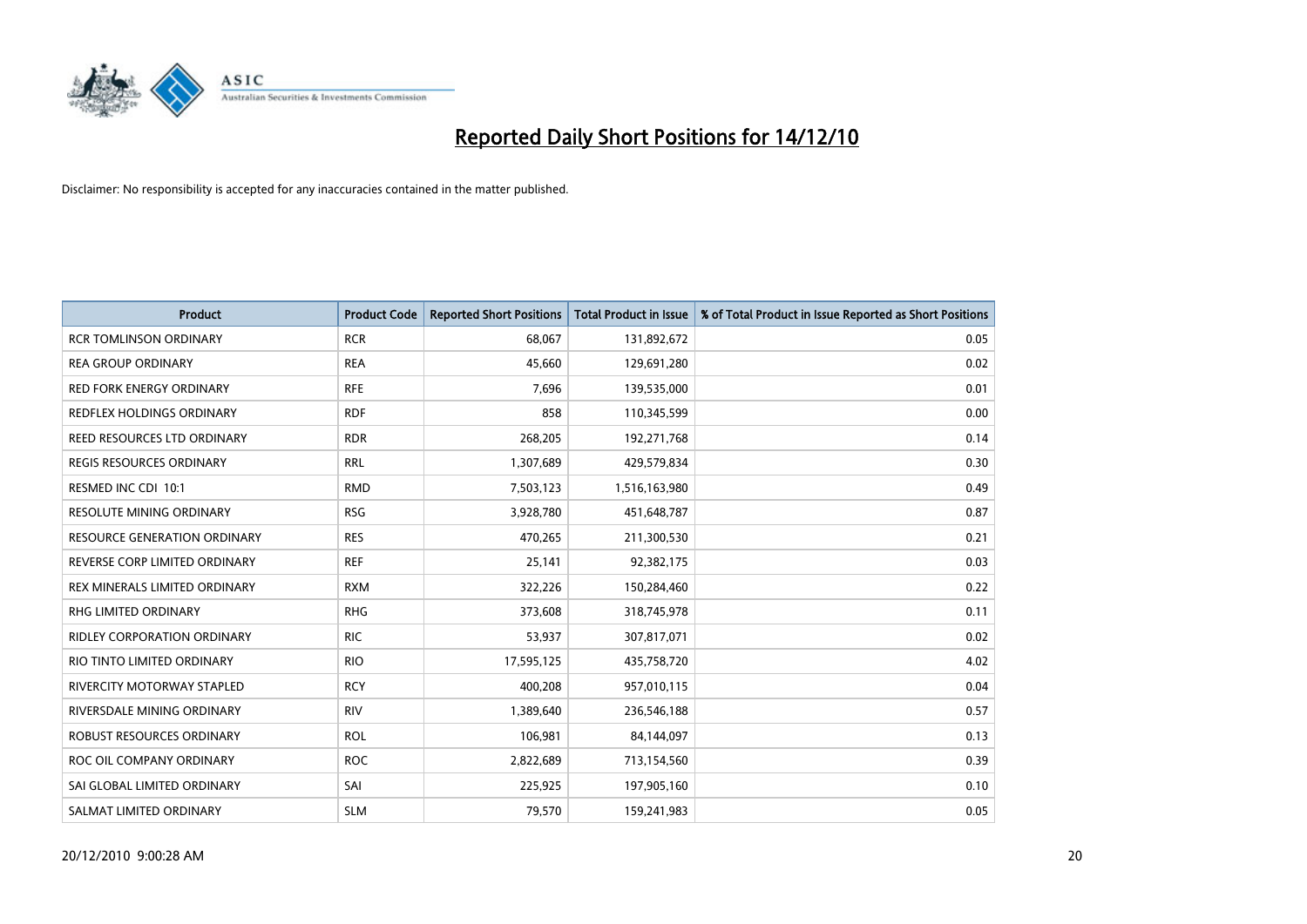# Reported Daily Short Positions for 14/12/10

Disclaimer: No responsibility is accepted for any inaccuracies contained in the matter published.

| Product | Product Code | Reported Short Positions | Total Product in Issue | % of Total Product in Issue Reported as Short Positions |
|---|---|---|---|---|
| RCR TOMLINSON ORDINARY | RCR | 68,067 | 131,892,672 | 0.05 |
| REA GROUP ORDINARY | REA | 45,660 | 129,691,280 | 0.02 |
| RED FORK ENERGY ORDINARY | RFE | 7,696 | 139,535,000 | 0.01 |
| REDFLEX HOLDINGS ORDINARY | RDF | 858 | 110,345,599 | 0.00 |
| REED RESOURCES LTD ORDINARY | RDR | 268,205 | 192,271,768 | 0.14 |
| REGIS RESOURCES ORDINARY | RRL | 1,307,689 | 429,579,834 | 0.30 |
| RESMED INC CDI 10:1 | RMD | 7,503,123 | 1,516,163,980 | 0.49 |
| RESOLUTE MINING ORDINARY | RSG | 3,928,780 | 451,648,787 | 0.87 |
| RESOURCE GENERATION ORDINARY | RES | 470,265 | 211,300,530 | 0.21 |
| REVERSE CORP LIMITED ORDINARY | REF | 25,141 | 92,382,175 | 0.03 |
| REX MINERALS LIMITED ORDINARY | RXM | 322,226 | 150,284,460 | 0.22 |
| RHG LIMITED ORDINARY | RHG | 373,608 | 318,745,978 | 0.11 |
| RIDLEY CORPORATION ORDINARY | RIC | 53,937 | 307,817,071 | 0.02 |
| RIO TINTO LIMITED ORDINARY | RIO | 17,595,125 | 435,758,720 | 4.02 |
| RIVERCITY MOTORWAY STAPLED | RCY | 400,208 | 957,010,115 | 0.04 |
| RIVERSDALE MINING ORDINARY | RIV | 1,389,640 | 236,546,188 | 0.57 |
| ROBUST RESOURCES ORDINARY | ROL | 106,981 | 84,144,097 | 0.13 |
| ROC OIL COMPANY ORDINARY | ROC | 2,822,689 | 713,154,560 | 0.39 |
| SAI GLOBAL LIMITED ORDINARY | SAI | 225,925 | 197,905,160 | 0.10 |
| SALMAT LIMITED ORDINARY | SLM | 79,570 | 159,241,983 | 0.05 |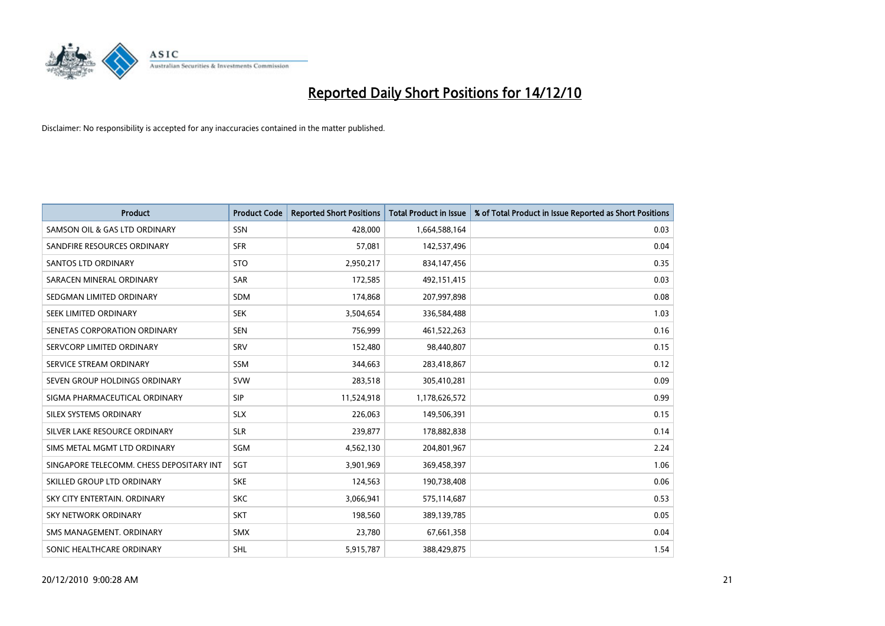# Reported Daily Short Positions for 14/12/10

Disclaimer: No responsibility is accepted for any inaccuracies contained in the matter published.

| Product | Product Code | Reported Short Positions | Total Product in Issue | % of Total Product in Issue Reported as Short Positions |
|---|---|---|---|---|
| SAMSON OIL & GAS LTD ORDINARY | SSN | 428,000 | 1,664,588,164 | 0.03 |
| SANDFIRE RESOURCES ORDINARY | SFR | 57,081 | 142,537,496 | 0.04 |
| SANTOS LTD ORDINARY | STO | 2,950,217 | 834,147,456 | 0.35 |
| SARACEN MINERAL ORDINARY | SAR | 172,585 | 492,151,415 | 0.03 |
| SEDGMAN LIMITED ORDINARY | SDM | 174,868 | 207,997,898 | 0.08 |
| SEEK LIMITED ORDINARY | SEK | 3,504,654 | 336,584,488 | 1.03 |
| SENETAS CORPORATION ORDINARY | SEN | 756,999 | 461,522,263 | 0.16 |
| SERVCORP LIMITED ORDINARY | SRV | 152,480 | 98,440,807 | 0.15 |
| SERVICE STREAM ORDINARY | SSM | 344,663 | 283,418,867 | 0.12 |
| SEVEN GROUP HOLDINGS ORDINARY | SVW | 283,518 | 305,410,281 | 0.09 |
| SIGMA PHARMACEUTICAL ORDINARY | SIP | 11,524,918 | 1,178,626,572 | 0.99 |
| SILEX SYSTEMS ORDINARY | SLX | 226,063 | 149,506,391 | 0.15 |
| SILVER LAKE RESOURCE ORDINARY | SLR | 239,877 | 178,882,838 | 0.14 |
| SIMS METAL MGMT LTD ORDINARY | SGM | 4,562,130 | 204,801,967 | 2.24 |
| SINGAPORE TELECOMM. CHESS DEPOSITARY INT | SGT | 3,901,969 | 369,458,397 | 1.06 |
| SKILLED GROUP LTD ORDINARY | SKE | 124,563 | 190,738,408 | 0.06 |
| SKY CITY ENTERTAIN. ORDINARY | SKC | 3,066,941 | 575,114,687 | 0.53 |
| SKY NETWORK ORDINARY | SKT | 198,560 | 389,139,785 | 0.05 |
| SMS MANAGEMENT. ORDINARY | SMX | 23,780 | 67,661,358 | 0.04 |
| SONIC HEALTHCARE ORDINARY | SHL | 5,915,787 | 388,429,875 | 1.54 |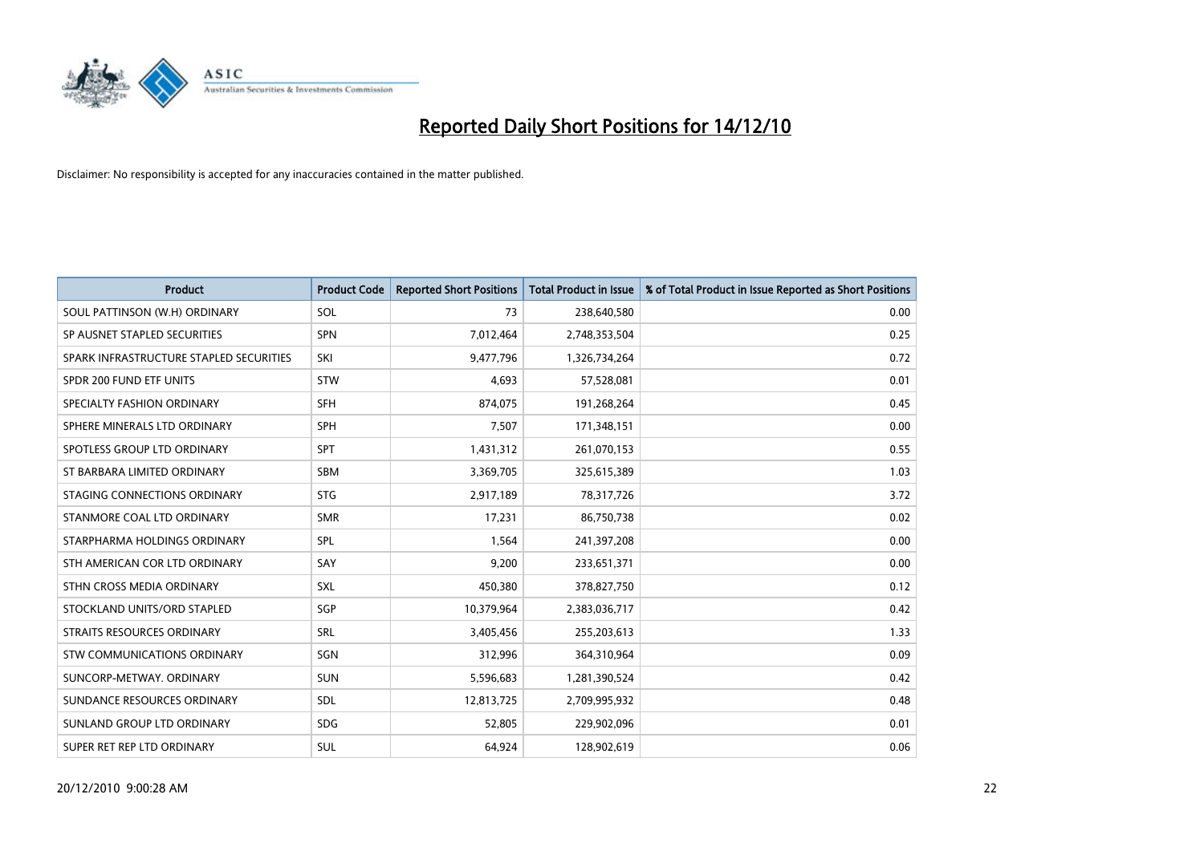# Reported Daily Short Positions for 14/12/10

Disclaimer: No responsibility is accepted for any inaccuracies contained in the matter published.

| Product | Product Code | Reported Short Positions | Total Product in Issue | % of Total Product in Issue Reported as Short Positions |
|---|---|---|---|---|
| SOUL PATTINSON (W.H) ORDINARY | SOL | 73 | 238,640,580 | 0.00 |
| SP AUSNET STAPLED SECURITIES | SPN | 7,012,464 | 2,748,353,504 | 0.25 |
| SPARK INFRASTRUCTURE STAPLED SECURITIES | SKI | 9,477,796 | 1,326,734,264 | 0.72 |
| SPDR 200 FUND ETF UNITS | STW | 4,693 | 57,528,081 | 0.01 |
| SPECIALTY FASHION ORDINARY | SFH | 874,075 | 191,268,264 | 0.45 |
| SPHERE MINERALS LTD ORDINARY | SPH | 7,507 | 171,348,151 | 0.00 |
| SPOTLESS GROUP LTD ORDINARY | SPT | 1,431,312 | 261,070,153 | 0.55 |
| ST BARBARA LIMITED ORDINARY | SBM | 3,369,705 | 325,615,389 | 1.03 |
| STAGING CONNECTIONS ORDINARY | STG | 2,917,189 | 78,317,726 | 3.72 |
| STANMORE COAL LTD ORDINARY | SMR | 17,231 | 86,750,738 | 0.02 |
| STARPHARMA HOLDINGS ORDINARY | SPL | 1,564 | 241,397,208 | 0.00 |
| STH AMERICAN COR LTD ORDINARY | SAY | 9,200 | 233,651,371 | 0.00 |
| STHN CROSS MEDIA ORDINARY | SXL | 450,380 | 378,827,750 | 0.12 |
| STOCKLAND UNITS/ORD STAPLED | SGP | 10,379,964 | 2,383,036,717 | 0.42 |
| STRAITS RESOURCES ORDINARY | SRL | 3,405,456 | 255,203,613 | 1.33 |
| STW COMMUNICATIONS ORDINARY | SGN | 312,996 | 364,310,964 | 0.09 |
| SUNCORP-METWAY. ORDINARY | SUN | 5,596,683 | 1,281,390,524 | 0.42 |
| SUNDANCE RESOURCES ORDINARY | SDL | 12,813,725 | 2,709,995,932 | 0.48 |
| SUNLAND GROUP LTD ORDINARY | SDG | 52,805 | 229,902,096 | 0.01 |
| SUPER RET REP LTD ORDINARY | SUL | 64,924 | 128,902,619 | 0.06 |

20/12/2010 9:00:28 AM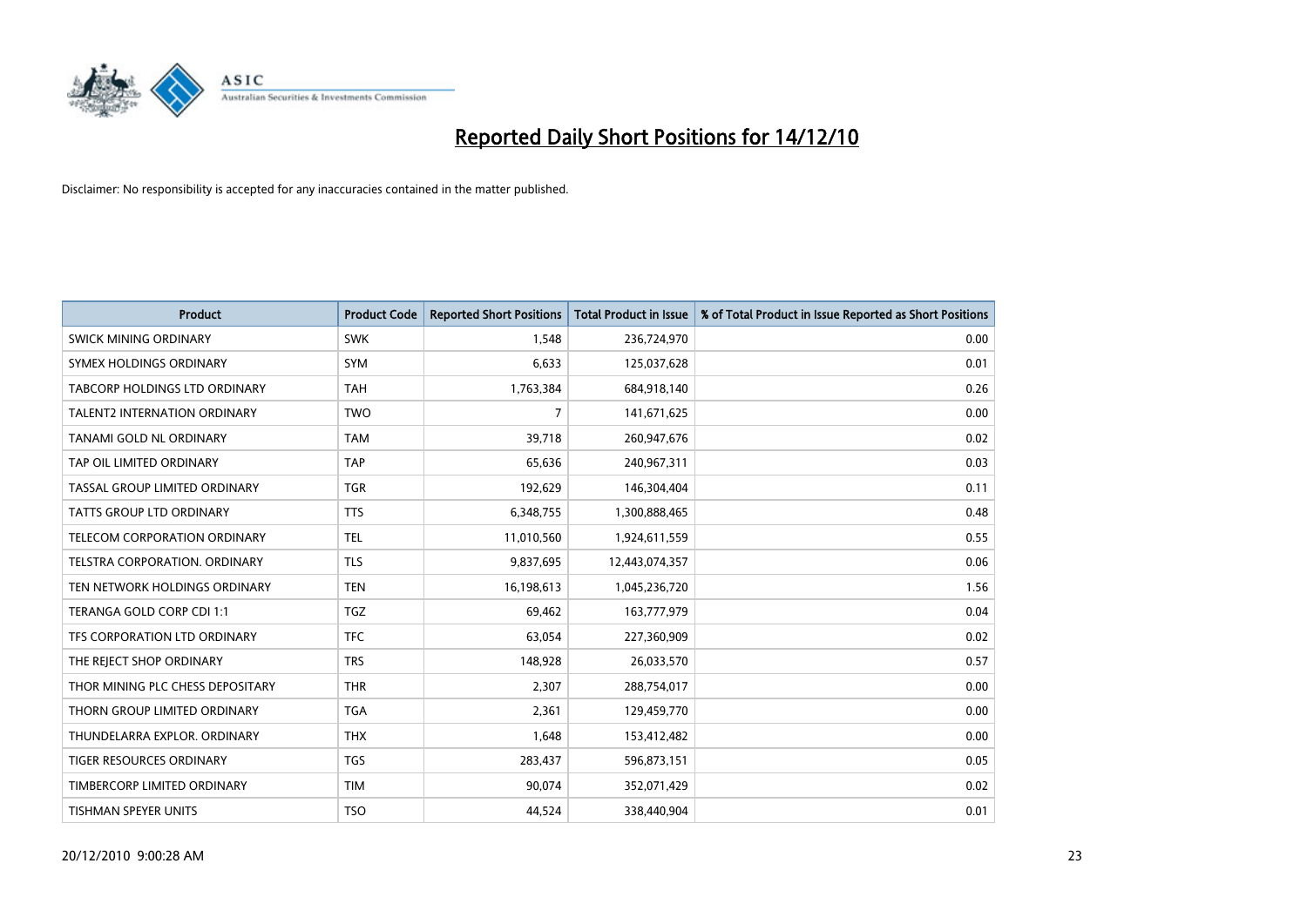# Reported Daily Short Positions for 14/12/10

Disclaimer: No responsibility is accepted for any inaccuracies contained in the matter published.

| Product | Product Code | Reported Short Positions | Total Product in Issue | % of Total Product in Issue Reported as Short Positions |
|---|---|---|---|---|
| SWICK MINING ORDINARY | SWK | 1,548 | 236,724,970 | 0.00 |
| SYMEX HOLDINGS ORDINARY | SYM | 6,633 | 125,037,628 | 0.01 |
| TABCORP HOLDINGS LTD ORDINARY | TAH | 1,763,384 | 684,918,140 | 0.26 |
| TALENT2 INTERNATION ORDINARY | TWO | 7 | 141,671,625 | 0.00 |
| TANAMI GOLD NL ORDINARY | TAM | 39,718 | 260,947,676 | 0.02 |
| TAP OIL LIMITED ORDINARY | TAP | 65,636 | 240,967,311 | 0.03 |
| TASSAL GROUP LIMITED ORDINARY | TGR | 192,629 | 146,304,404 | 0.11 |
| TATTS GROUP LTD ORDINARY | TTS | 6,348,755 | 1,300,888,465 | 0.48 |
| TELECOM CORPORATION ORDINARY | TEL | 11,010,560 | 1,924,611,559 | 0.55 |
| TELSTRA CORPORATION. ORDINARY | TLS | 9,837,695 | 12,443,074,357 | 0.06 |
| TEN NETWORK HOLDINGS ORDINARY | TEN | 16,198,613 | 1,045,236,720 | 1.56 |
| TERANGA GOLD CORP CDI 1:1 | TGZ | 69,462 | 163,777,979 | 0.04 |
| TFS CORPORATION LTD ORDINARY | TFC | 63,054 | 227,360,909 | 0.02 |
| THE REJECT SHOP ORDINARY | TRS | 148,928 | 26,033,570 | 0.57 |
| THOR MINING PLC CHESS DEPOSITARY | THR | 2,307 | 288,754,017 | 0.00 |
| THORN GROUP LIMITED ORDINARY | TGA | 2,361 | 129,459,770 | 0.00 |
| THUNDELARRA EXPLOR. ORDINARY | THX | 1,648 | 153,412,482 | 0.00 |
| TIGER RESOURCES ORDINARY | TGS | 283,437 | 596,873,151 | 0.05 |
| TIMBERCORP LIMITED ORDINARY | TIM | 90,074 | 352,071,429 | 0.02 |
| TISHMAN SPEYER UNITS | TSO | 44,524 | 338,440,904 | 0.01 |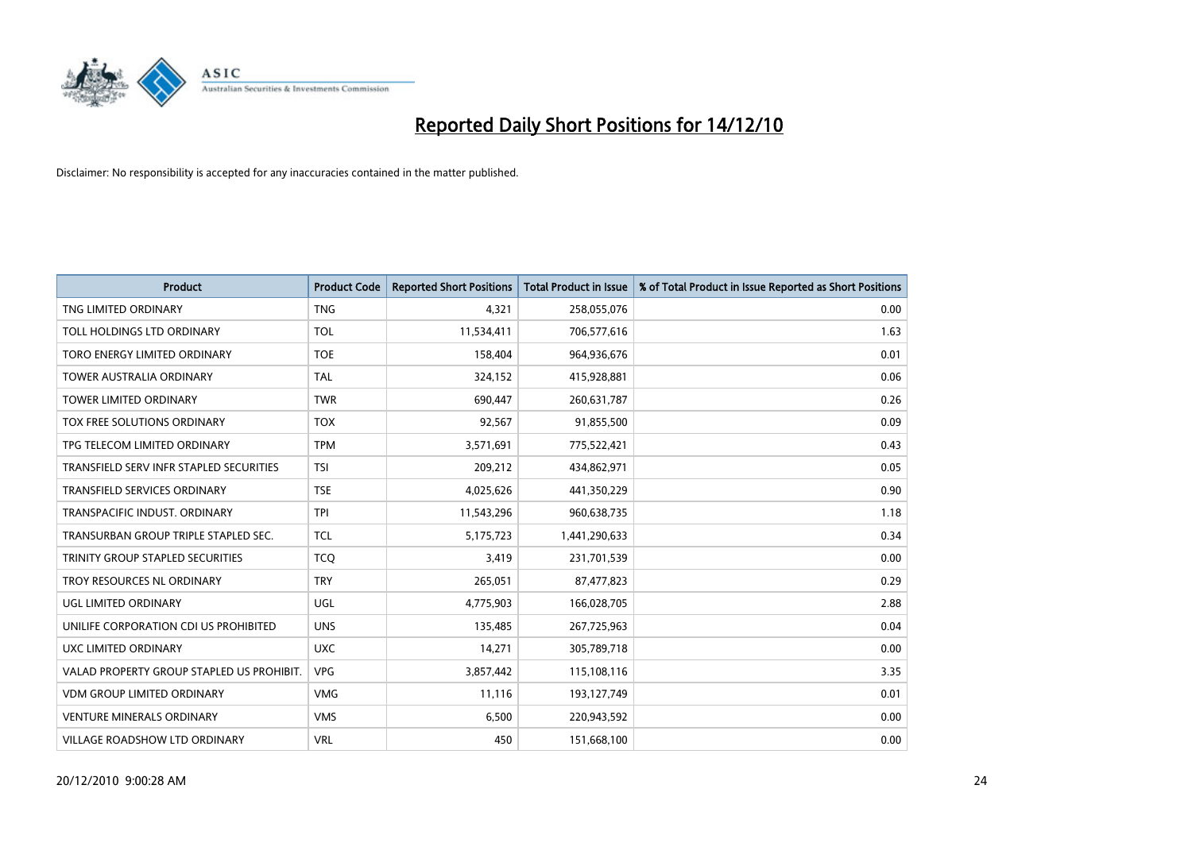# Reported Daily Short Positions for 14/12/10

Disclaimer: No responsibility is accepted for any inaccuracies contained in the matter published.

| Product | Product Code | Reported Short Positions | Total Product in Issue | % of Total Product in Issue Reported as Short Positions |
|---|---|---|---|---|
| TNG LIMITED ORDINARY | TNG | 4,321 | 258,055,076 | 0.00 |
| TOLL HOLDINGS LTD ORDINARY | TOL | 11,534,411 | 706,577,616 | 1.63 |
| TORO ENERGY LIMITED ORDINARY | TOE | 158,404 | 964,936,676 | 0.01 |
| TOWER AUSTRALIA ORDINARY | TAL | 324,152 | 415,928,881 | 0.06 |
| TOWER LIMITED ORDINARY | TWR | 690,447 | 260,631,787 | 0.26 |
| TOX FREE SOLUTIONS ORDINARY | TOX | 92,567 | 91,855,500 | 0.09 |
| TPG TELECOM LIMITED ORDINARY | TPM | 3,571,691 | 775,522,421 | 0.43 |
| TRANSFIELD SERV INFR STAPLED SECURITIES | TSI | 209,212 | 434,862,971 | 0.05 |
| TRANSFIELD SERVICES ORDINARY | TSE | 4,025,626 | 441,350,229 | 0.90 |
| TRANSPACIFIC INDUST. ORDINARY | TPI | 11,543,296 | 960,638,735 | 1.18 |
| TRANSURBAN GROUP TRIPLE STAPLED SEC. | TCL | 5,175,723 | 1,441,290,633 | 0.34 |
| TRINITY GROUP STAPLED SECURITIES | TCQ | 3,419 | 231,701,539 | 0.00 |
| TROY RESOURCES NL ORDINARY | TRY | 265,051 | 87,477,823 | 0.29 |
| UGL LIMITED ORDINARY | UGL | 4,775,903 | 166,028,705 | 2.88 |
| UNILIFE CORPORATION CDI US PROHIBITED | UNS | 135,485 | 267,725,963 | 0.04 |
| UXC LIMITED ORDINARY | UXC | 14,271 | 305,789,718 | 0.00 |
| VALAD PROPERTY GROUP STAPLED US PROHIBIT. | VPG | 3,857,442 | 115,108,116 | 3.35 |
| VDM GROUP LIMITED ORDINARY | VMG | 11,116 | 193,127,749 | 0.01 |
| VENTURE MINERALS ORDINARY | VMS | 6,500 | 220,943,592 | 0.00 |
| VILLAGE ROADSHOW LTD ORDINARY | VRL | 450 | 151,668,100 | 0.00 |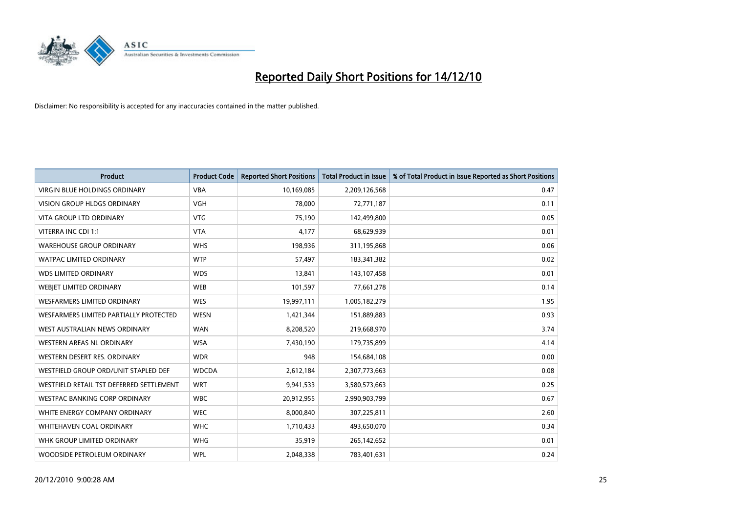# Reported Daily Short Positions for 14/12/10

Disclaimer: No responsibility is accepted for any inaccuracies contained in the matter published.

| Product | Product Code | Reported Short Positions | Total Product in Issue | % of Total Product in Issue Reported as Short Positions |
|---|---|---|---|---|
| VIRGIN BLUE HOLDINGS ORDINARY | VBA | 10,169,085 | 2,209,126,568 | 0.47 |
| VISION GROUP HLDGS ORDINARY | VGH | 78,000 | 72,771,187 | 0.11 |
| VITA GROUP LTD ORDINARY | VTG | 75,190 | 142,499,800 | 0.05 |
| VITERRA INC CDI 1:1 | VTA | 4,177 | 68,629,939 | 0.01 |
| WAREHOUSE GROUP ORDINARY | WHS | 198,936 | 311,195,868 | 0.06 |
| WATPAC LIMITED ORDINARY | WTP | 57,497 | 183,341,382 | 0.02 |
| WDS LIMITED ORDINARY | WDS | 13,841 | 143,107,458 | 0.01 |
| WEBJET LIMITED ORDINARY | WEB | 101,597 | 77,661,278 | 0.14 |
| WESFARMERS LIMITED ORDINARY | WES | 19,997,111 | 1,005,182,279 | 1.95 |
| WESFARMERS LIMITED PARTIALLY PROTECTED | WESN | 1,421,344 | 151,889,883 | 0.93 |
| WEST AUSTRALIAN NEWS ORDINARY | WAN | 8,208,520 | 219,668,970 | 3.74 |
| WESTERN AREAS NL ORDINARY | WSA | 7,430,190 | 179,735,899 | 4.14 |
| WESTERN DESERT RES. ORDINARY | WDR | 948 | 154,684,108 | 0.00 |
| WESTFIELD GROUP ORD/UNIT STAPLED DEF | WDCDA | 2,612,184 | 2,307,773,663 | 0.08 |
| WESTFIELD RETAIL TST DEFERRED SETTLEMENT | WRT | 9,941,533 | 3,580,573,663 | 0.25 |
| WESTPAC BANKING CORP ORDINARY | WBC | 20,912,955 | 2,990,903,799 | 0.67 |
| WHITE ENERGY COMPANY ORDINARY | WEC | 8,000,840 | 307,225,811 | 2.60 |
| WHITEHAVEN COAL ORDINARY | WHC | 1,710,433 | 493,650,070 | 0.34 |
| WHK GROUP LIMITED ORDINARY | WHG | 35,919 | 265,142,652 | 0.01 |
| WOODSIDE PETROLEUM ORDINARY | WPL | 2,048,338 | 783,401,631 | 0.24 |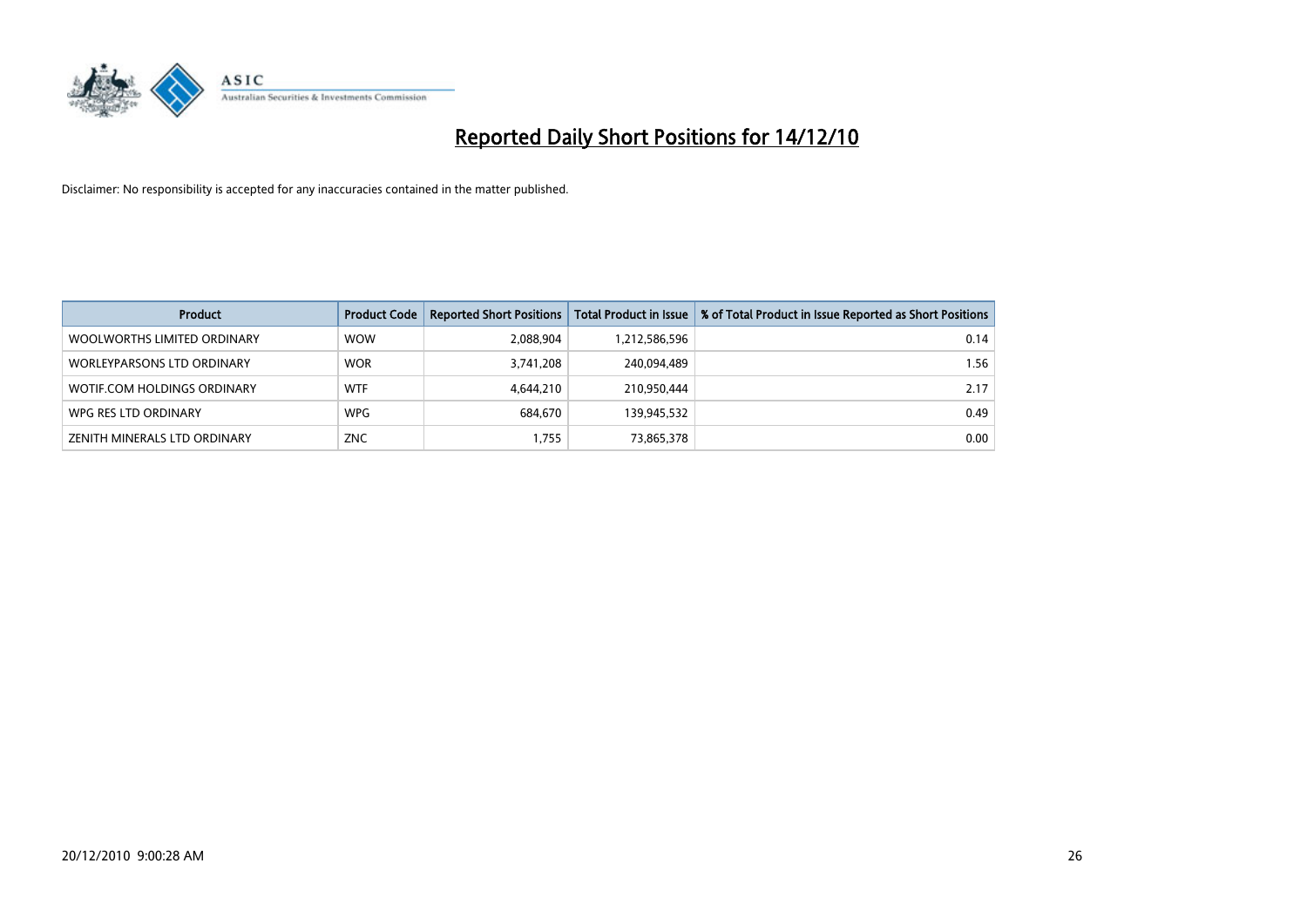# Reported Daily Short Positions for 14/12/10

Disclaimer: No responsibility is accepted for any inaccuracies contained in the matter published.

| Product | Product Code | Reported Short Positions | Total Product in Issue | % of Total Product in Issue Reported as Short Positions |
|---|---|---|---|---|
| WOOLWORTHS LIMITED ORDINARY | WOW | 2,088,904 | 1,212,586,596 | 0.14 |
| WORLEYPARSONS LTD ORDINARY | WOR | 3,741,208 | 240,094,489 | 1.56 |
| WOTIF.COM HOLDINGS ORDINARY | WTF | 4,644,210 | 210,950,444 | 2.17 |
| WPG RES LTD ORDINARY | WPG | 684,670 | 139,945,532 | 0.49 |
| ZENITH MINERALS LTD ORDINARY | ZNC | 1,755 | 73,865,378 | 0.00 |

20/12/2010 9:00:28 AM